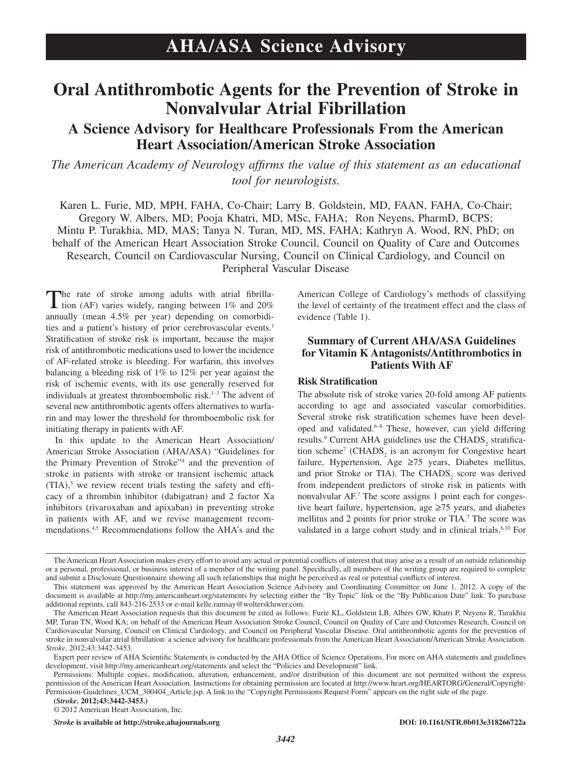AHA/ASA Science Advisory

# Oral Antithrombotic Agents for the Prevention of Stroke in Nonvalvular Atrial Fibrillation

## A Science Advisory for Healthcare Professionals From the American Heart Association/American Stroke Association

*The American Academy of Neurology affirms the value of this statement as an educational tool for neurologists.*

Karen L. Furie, MD, MPH, FAHA, Co-Chair; Larry B. Goldstein, MD, FAAN, FAHA, Co-Chair; Gregory W. Albers, MD; Pooja Khatri, MD, MSc, FAHA; Ron Neyens, PharmD, BCPS; Mintu P. Turakhia, MD, MAS; Tanya N. Turan, MD, MS, FAHA; Kathryn A. Wood, RN, PhD; on behalf of the American Heart Association Stroke Council, Council on Quality of Care and Outcomes Research, Council on Cardiovascular Nursing, Council on Clinical Cardiology, and Council on Peripheral Vascular Disease

The rate of stroke among adults with atrial fibrillation (AF) varies widely, ranging between 1% and 20% annually (mean 4.5% per year) depending on comorbidities and a patient's history of prior cerebrovascular events.[1] Stratification of stroke risk is important, because the major risk of antithrombotic medications used to lower the incidence of AF-related stroke is bleeding. For warfarin, this involves balancing a bleeding risk of 1% to 12% per year against the risk of ischemic events, with its use generally reserved for individuals at greatest thromboembolic risk.[1–3] The advent of several new antithrombotic agents offers alternatives to warfarin and may lower the threshold for thromboembolic risk for initiating therapy in patients with AF.

In this update to the American Heart Association/American Stroke Association (AHA/ASA) "Guidelines for the Primary Prevention of Stroke"[4] and the prevention of stroke in patients with stroke or transient ischemic attack (TIA),[5] we review recent trials testing the safety and efficacy of a thrombin inhibitor (dabigatran) and 2 factor Xa inhibitors (rivaroxaban and apixaban) in preventing stroke in patients with AF, and we revise management recommendations.[4,5] Recommendations follow the AHA's and the American College of Cardiology's methods of classifying the level of certainty of the treatment effect and the class of evidence (Table 1).

### Summary of Current AHA/ASA Guidelines for Vitamin K Antagonists/Antithrombotics in Patients With AF

#### Risk Stratification

The absolute risk of stroke varies 20-fold among AF patients according to age and associated vascular comorbidities. Several stroke risk stratification schemes have been developed and validated.[6–8] These, however, can yield differing results.[9] Current AHA guidelines use the $CHADS_2$ stratification scheme[7] ($CHADS_2$ is an acronym for Congestive heart failure, Hypertension, Age ≥75 years, Diabetes mellitus, and prior Stroke or TIA). The $CHADS_2$ score was derived from independent predictors of stroke risk in patients with nonvalvular AF.[7] The score assigns 1 point each for congestive heart failure, hypertension, age ≥75 years, and diabetes mellitus and 2 points for prior stroke or TIA.[7] The score was validated in a large cohort study and in clinical trials.[6,10] For

---

The American Heart Association makes every effort to avoid any actual or potential conflicts of interest that may arise as a result of an outside relationship or a personal, professional, or business interest of a member of the writing panel. Specifically, all members of the writing group are required to complete and submit a Disclosure Questionnaire showing all such relationships that might be perceived as real or potential conflicts of interest.

This statement was approved by the American Heart Association Science Advisory and Coordinating Committee on June 1, 2012. A copy of the document is available at http://my.americanheart.org/statements by selecting either the "By Topic" link or the "By Publication Date" link. To purchase additional reprints, call 843-216-2533 or e-mail kelle.ramsay@wolterskluwer.com.

The American Heart Association requests that this document be cited as follows: Furie KL, Goldstein LB, Albers GW, Khatri P, Neyens R, Turakhia MP, Turan TN, Wood KA; on behalf of the American Heart Association Stroke Council, Council on Quality of Care and Outcomes Research, Council on Cardiovascular Nursing, Council on Clinical Cardiology, and Council on Peripheral Vascular Disease. Oral antithrombotic agents for the prevention of stroke in nonvalvular atrial fibrillation: a science advisory for healthcare professionals from the American Heart Association/American Stroke Association. *Stroke*. 2012;43:3442-3453.

Expert peer review of AHA Scientific Statements is conducted by the AHA Office of Science Operations. For more on AHA statements and guidelines development, visit http://my.americanheart.org/statements and select the "Policies and Development" link.

Permissions: Multiple copies, modification, alteration, enhancement, and/or distribution of this document are not permitted without the express permission of the American Heart Association. Instructions for obtaining permission are located at http://www.heart.org/HEARTORG/General/Copyright-Permission-Guidelines_UCM_300404_Article.jsp. A link to the "Copyright Permissions Request Form" appears on the right side of the page.

(*Stroke*. 2012;43:3442-3453.)

© 2012 American Heart Association, Inc.

*Stroke* is available at http://stroke.ahajournals.org DOI: 10.1161/STR.0b013e318266722a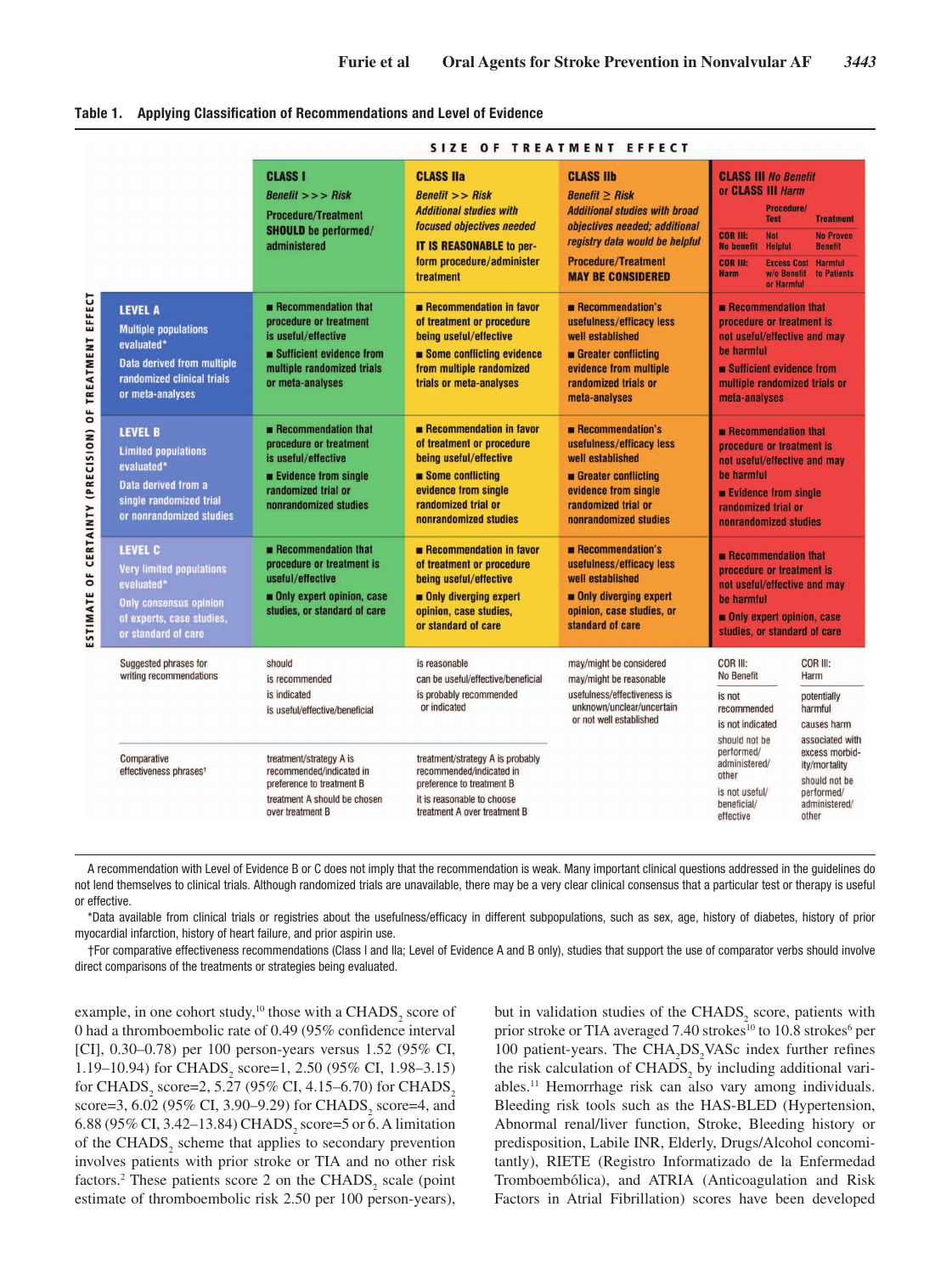**Table 1. Applying Classification of Recommendations and Level of Evidence**

| ESTIMATE OF CERTAINTY (PRECISION) OF TREATMENT EFFECT / SIZE OF TREATMENT EFFECT | **CLASS I** *Benefit >>> Risk* Procedure/Treatment **SHOULD** be performed/administered | **CLASS IIa** *Benefit >> Risk* *Additional studies with focused objectives needed* **IT IS REASONABLE** to perform procedure/administer treatment | **CLASS IIb** *Benefit ≥ Risk* *Additional studies with broad objectives needed; additional registry data would be helpful* Procedure/Treatment **MAY BE CONSIDERED** | **CLASS III** *No Benefit* or **CLASS III** *Harm* — Procedure/Test / Treatment; COR III: No benefit — Not Helpful / No Proven Benefit; COR III: Harm — Excess Cost w/o Benefit or Harmful / Harmful to Patients |
|---|---|---|---|---|
| **LEVEL A** Multiple populations evaluated* Data derived from multiple randomized clinical trials or meta-analyses | ■ Recommendation that procedure or treatment is useful/effective ■ Sufficient evidence from multiple randomized trials or meta-analyses | ■ Recommendation in favor of treatment or procedure being useful/effective ■ Some conflicting evidence from multiple randomized trials or meta-analyses | ■ Recommendation's usefulness/efficacy less well established ■ Greater conflicting evidence from multiple randomized trials or meta-analyses | ■ Recommendation that procedure or treatment is not useful/effective and may be harmful ■ Sufficient evidence from multiple randomized trials or meta-analyses |
| **LEVEL B** Limited populations evaluated* Data derived from a single randomized trial or nonrandomized studies | ■ Recommendation that procedure or treatment is useful/effective ■ Evidence from single randomized trial or nonrandomized studies | ■ Recommendation in favor of treatment or procedure being useful/effective ■ Some conflicting evidence from single randomized trial or nonrandomized studies | ■ Recommendation's usefulness/efficacy less well established ■ Greater conflicting evidence from single randomized trial or nonrandomized studies | ■ Recommendation that procedure or treatment is not useful/effective and may be harmful ■ Evidence from single randomized trial or nonrandomized studies |
| **LEVEL C** Very limited populations evaluated* Only consensus opinion of experts, case studies, or standard of care | ■ Recommendation that procedure or treatment is useful/effective ■ Only expert opinion, case studies, or standard of care | ■ Recommendation in favor of treatment or procedure being useful/effective ■ Only diverging expert opinion, case studies, or standard of care | ■ Recommendation's usefulness/efficacy less well established ■ Only diverging expert opinion, case studies, or standard of care | ■ Recommendation that procedure or treatment is not useful/effective and may be harmful ■ Only expert opinion, case studies, or standard of care |
| Suggested phrases for writing recommendations | should; is recommended; is indicated; is useful/effective/beneficial | is reasonable; can be useful/effective/beneficial; is probably recommended or indicated | may/might be considered; may/might be reasonable; usefulness/effectiveness is unknown/unclear/uncertain or not well established | COR III: No Benefit — is not recommended; is not indicated; should not be performed/administered/other; is not useful/beneficial/effective. COR III: Harm — potentially harmful; causes harm; associated with excess morbidity/mortality; should not be performed/administered/other |
| Comparative effectiveness phrases† | treatment/strategy A is recommended/indicated in preference to treatment B; treatment A should be chosen over treatment B | treatment/strategy A is probably recommended/indicated in preference to treatment B; it is reasonable to choose treatment A over treatment B | | |

A recommendation with Level of Evidence B or C does not imply that the recommendation is weak. Many important clinical questions addressed in the guidelines do not lend themselves to clinical trials. Although randomized trials are unavailable, there may be a very clear clinical consensus that a particular test or therapy is useful or effective.

*Data available from clinical trials or registries about the usefulness/efficacy in different subpopulations, such as sex, age, history of diabetes, history of prior myocardial infarction, history of heart failure, and prior aspirin use.

†For comparative effectiveness recommendations (Class I and IIa; Level of Evidence A and B only), studies that support the use of comparator verbs should involve direct comparisons of the treatments or strategies being evaluated.

example, in one cohort study,[10] those with a $CHADS_2$ score of 0 had a thromboembolic rate of 0.49 (95% confidence interval [CI], 0.30–0.78) per 100 person-years versus 1.52 (95% CI, 1.19–10.94) for $CHADS_2$ score=1, 2.50 (95% CI, 1.98–3.15) for $CHADS_2$ score=2, 5.27 (95% CI, 4.15–6.70) for $CHADS_2$ score=3, 6.02 (95% CI, 3.90–9.29) for $CHADS_2$ score=4, and 6.88 (95% CI, 3.42–13.84) $CHADS_2$ score=5 or 6. A limitation of the $CHADS_2$ scheme that applies to secondary prevention involves patients with prior stroke or TIA and no other risk factors.[2] These patients score 2 on the $CHADS_2$ scale (point estimate of thromboembolic risk 2.50 per 100 person-years), but in validation studies of the $CHADS_2$ score, patients with prior stroke or TIA averaged 7.40 strokes[10] to 10.8 strokes[6] per 100 patient-years. The $CHA_2DS_2VASc$ index further refines the risk calculation of $CHADS_2$ by including additional variables.[11] Hemorrhage risk can also vary among individuals. Bleeding risk tools such as the HAS-BLED (Hypertension, Abnormal renal/liver function, Stroke, Bleeding history or predisposition, Labile INR, Elderly, Drugs/Alcohol concomitantly), RIETE (Registro Informatizado de la Enfermedad Tromboembólica), and ATRIA (Anticoagulation and Risk Factors in Atrial Fibrillation) scores have been developed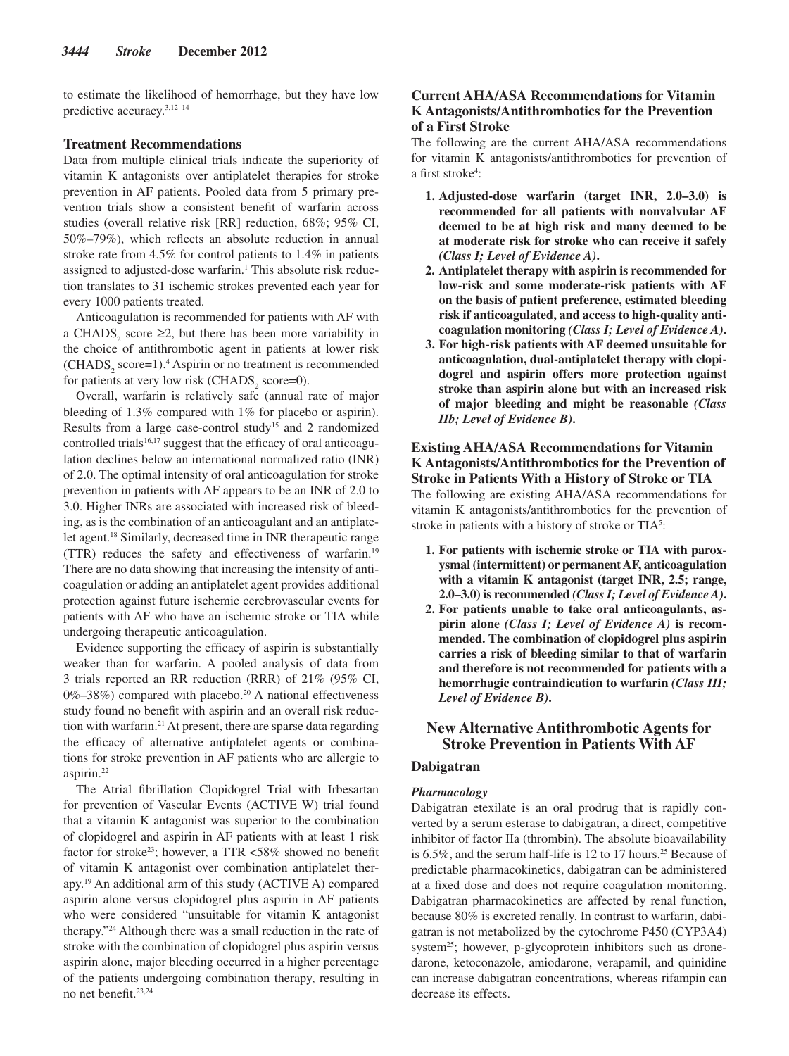to estimate the likelihood of hemorrhage, but they have low predictive accuracy.[3,12–14]

### Treatment Recommendations

Data from multiple clinical trials indicate the superiority of vitamin K antagonists over antiplatelet therapies for stroke prevention in AF patients. Pooled data from 5 primary prevention trials show a consistent benefit of warfarin across studies (overall relative risk [RR] reduction, 68%; 95% CI, 50%–79%), which reflects an absolute reduction in annual stroke rate from 4.5% for control patients to 1.4% in patients assigned to adjusted-dose warfarin.[1] This absolute risk reduction translates to 31 ischemic strokes prevented each year for every 1000 patients treated.

Anticoagulation is recommended for patients with AF with a $CHADS_2$ score ≥2, but there has been more variability in the choice of antithrombotic agent in patients at lower risk ($CHADS_2$ score=1).[4] Aspirin or no treatment is recommended for patients at very low risk ($CHADS_2$ score=0).

Overall, warfarin is relatively safe (annual rate of major bleeding of 1.3% compared with 1% for placebo or aspirin). Results from a large case-control study[15] and 2 randomized controlled trials[16,17] suggest that the efficacy of oral anticoagulation declines below an international normalized ratio (INR) of 2.0. The optimal intensity of oral anticoagulation for stroke prevention in patients with AF appears to be an INR of 2.0 to 3.0. Higher INRs are associated with increased risk of bleeding, as is the combination of an anticoagulant and an antiplatelet agent.[18] Similarly, decreased time in INR therapeutic range (TTR) reduces the safety and effectiveness of warfarin.[19] There are no data showing that increasing the intensity of anticoagulation or adding an antiplatelet agent provides additional protection against future ischemic cerebrovascular events for patients with AF who have an ischemic stroke or TIA while undergoing therapeutic anticoagulation.

Evidence supporting the efficacy of aspirin is substantially weaker than for warfarin. A pooled analysis of data from 3 trials reported an RR reduction (RRR) of 21% (95% CI, 0%–38%) compared with placebo.[20] A national effectiveness study found no benefit with aspirin and an overall risk reduction with warfarin.[21] At present, there are sparse data regarding the efficacy of alternative antiplatelet agents or combinations for stroke prevention in AF patients who are allergic to aspirin.[22]

The Atrial fibrillation Clopidogrel Trial with Irbesartan for prevention of Vascular Events (ACTIVE W) trial found that a vitamin K antagonist was superior to the combination of clopidogrel and aspirin in AF patients with at least 1 risk factor for stroke[23]; however, a TTR <58% showed no benefit of vitamin K antagonist over combination antiplatelet therapy.[19] An additional arm of this study (ACTIVE A) compared aspirin alone versus clopidogrel plus aspirin in AF patients who were considered "unsuitable for vitamin K antagonist therapy."[24] Although there was a small reduction in the rate of stroke with the combination of clopidogrel plus aspirin versus aspirin alone, major bleeding occurred in a higher percentage of the patients undergoing combination therapy, resulting in no net benefit.[23,24]

### Current AHA/ASA Recommendations for Vitamin K Antagonists/Antithrombotics for the Prevention of a First Stroke

The following are the current AHA/ASA recommendations for vitamin K antagonists/antithrombotics for prevention of a first stroke[4]:

1. **Adjusted-dose warfarin (target INR, 2.0–3.0) is recommended for all patients with nonvalvular AF deemed to be at high risk and many deemed to be at moderate risk for stroke who can receive it safely *(Class I; Level of Evidence A)*.**
2. **Antiplatelet therapy with aspirin is recommended for low-risk and some moderate-risk patients with AF on the basis of patient preference, estimated bleeding risk if anticoagulated, and access to high-quality anticoagulation monitoring *(Class I; Level of Evidence A)*.**
3. **For high-risk patients with AF deemed unsuitable for anticoagulation, dual-antiplatelet therapy with clopidogrel and aspirin offers more protection against stroke than aspirin alone but with an increased risk of major bleeding and might be reasonable *(Class IIb; Level of Evidence B)*.**

### Existing AHA/ASA Recommendations for Vitamin K Antagonists/Antithrombotics for the Prevention of Stroke in Patients With a History of Stroke or TIA

The following are existing AHA/ASA recommendations for vitamin K antagonists/antithrombotics for the prevention of stroke in patients with a history of stroke or TIA[5]:

1. **For patients with ischemic stroke or TIA with paroxysmal (intermittent) or permanent AF, anticoagulation with a vitamin K antagonist (target INR, 2.5; range, 2.0–3.0) is recommended *(Class I; Level of Evidence A)*.**
2. **For patients unable to take oral anticoagulants, aspirin alone *(Class I; Level of Evidence A)* is recommended. The combination of clopidogrel plus aspirin carries a risk of bleeding similar to that of warfarin and therefore is not recommended for patients with a hemorrhagic contraindication to warfarin *(Class III; Level of Evidence B)*.**

## New Alternative Antithrombotic Agents for Stroke Prevention in Patients With AF

### Dabigatran

#### *Pharmacology*

Dabigatran etexilate is an oral prodrug that is rapidly converted by a serum esterase to dabigatran, a direct, competitive inhibitor of factor IIa (thrombin). The absolute bioavailability is 6.5%, and the serum half-life is 12 to 17 hours.[25] Because of predictable pharmacokinetics, dabigatran can be administered at a fixed dose and does not require coagulation monitoring. Dabigatran pharmacokinetics are affected by renal function, because 80% is excreted renally. In contrast to warfarin, dabigatran is not metabolized by the cytochrome P450 (CYP3A4) system[25]; however, p-glycoprotein inhibitors such as dronedarone, ketoconazole, amiodarone, verapamil, and quinidine can increase dabigatran concentrations, whereas rifampin can decrease its effects.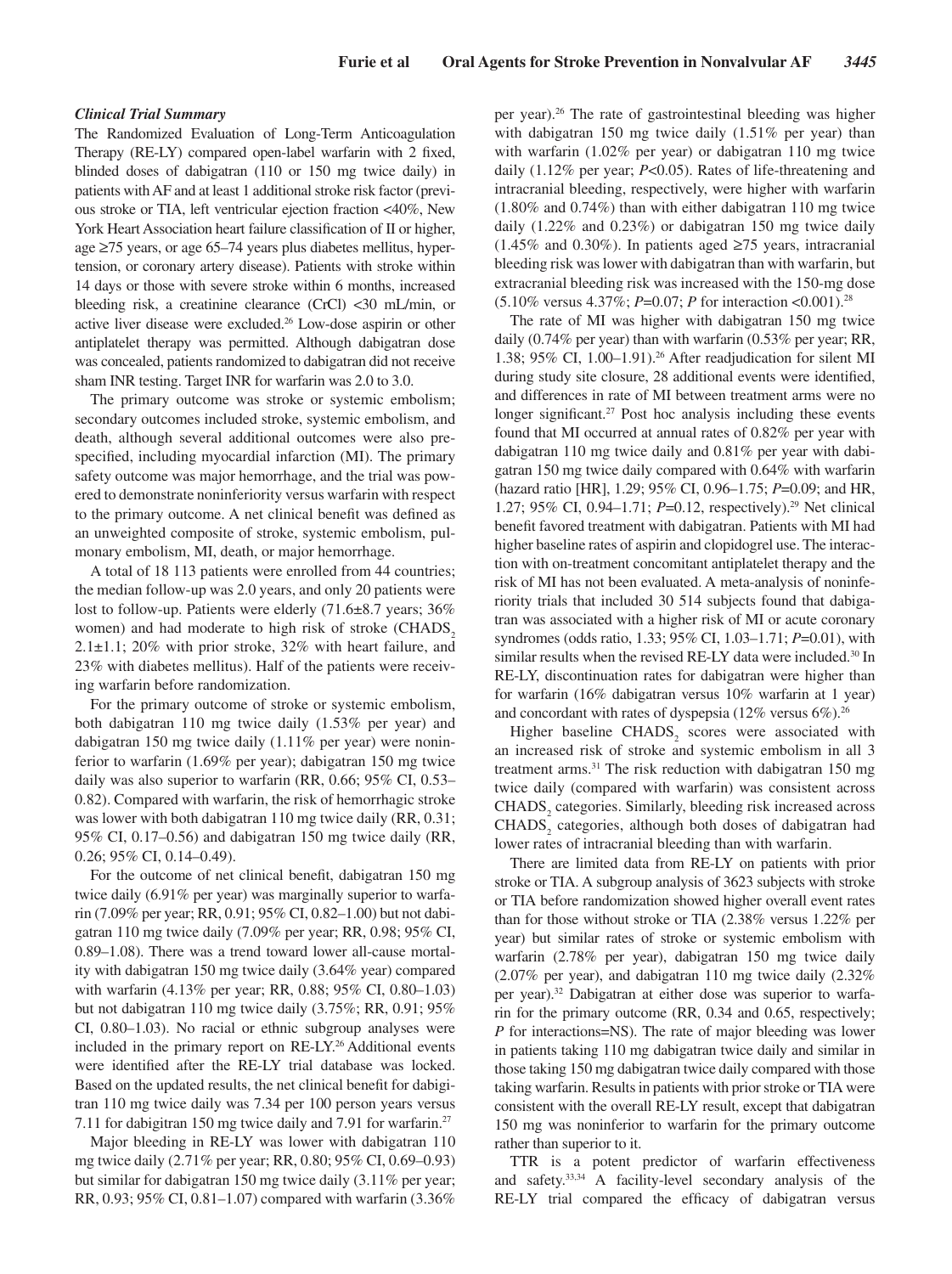### *Clinical Trial Summary*

The Randomized Evaluation of Long-Term Anticoagulation Therapy (RE-LY) compared open-label warfarin with 2 fixed, blinded doses of dabigatran (110 or 150 mg twice daily) in patients with AF and at least 1 additional stroke risk factor (previous stroke or TIA, left ventricular ejection fraction <40%, New York Heart Association heart failure classification of II or higher, age ≥75 years, or age 65–74 years plus diabetes mellitus, hypertension, or coronary artery disease). Patients with stroke within 14 days or those with severe stroke within 6 months, increased bleeding risk, a creatinine clearance (CrCl) <30 mL/min, or active liver disease were excluded.[26] Low-dose aspirin or other antiplatelet therapy was permitted. Although dabigatran dose was concealed, patients randomized to dabigatran did not receive sham INR testing. Target INR for warfarin was 2.0 to 3.0.

The primary outcome was stroke or systemic embolism; secondary outcomes included stroke, systemic embolism, and death, although several additional outcomes were also prespecified, including myocardial infarction (MI). The primary safety outcome was major hemorrhage, and the trial was powered to demonstrate noninferiority versus warfarin with respect to the primary outcome. A net clinical benefit was defined as an unweighted composite of stroke, systemic embolism, pulmonary embolism, MI, death, or major hemorrhage.

A total of 18 113 patients were enrolled from 44 countries; the median follow-up was 2.0 years, and only 20 patients were lost to follow-up. Patients were elderly (71.6±8.7 years; 36% women) and had moderate to high risk of stroke ($CHADS_2$ 2.1±1.1; 20% with prior stroke, 32% with heart failure, and 23% with diabetes mellitus). Half of the patients were receiving warfarin before randomization.

For the primary outcome of stroke or systemic embolism, both dabigatran 110 mg twice daily (1.53% per year) and dabigatran 150 mg twice daily (1.11% per year) were noninferior to warfarin (1.69% per year); dabigatran 150 mg twice daily was also superior to warfarin (RR, 0.66; 95% CI, 0.53–0.82). Compared with warfarin, the risk of hemorrhagic stroke was lower with both dabigatran 110 mg twice daily (RR, 0.31; 95% CI, 0.17–0.56) and dabigatran 150 mg twice daily (RR, 0.26; 95% CI, 0.14–0.49).

For the outcome of net clinical benefit, dabigatran 150 mg twice daily (6.91% per year) was marginally superior to warfarin (7.09% per year; RR, 0.91; 95% CI, 0.82–1.00) but not dabigatran 110 mg twice daily (7.09% per year; RR, 0.98; 95% CI, 0.89–1.08). There was a trend toward lower all-cause mortality with dabigatran 150 mg twice daily (3.64% year) compared with warfarin (4.13% per year; RR, 0.88; 95% CI, 0.80–1.03) but not dabigatran 110 mg twice daily (3.75%; RR, 0.91; 95% CI, 0.80–1.03). No racial or ethnic subgroup analyses were included in the primary report on RE-LY.[26] Additional events were identified after the RE-LY trial database was locked. Based on the updated results, the net clinical benefit for dabigitran 110 mg twice daily was 7.34 per 100 person years versus 7.11 for dabigitran 150 mg twice daily and 7.91 for warfarin.[27]

Major bleeding in RE-LY was lower with dabigatran 110 mg twice daily (2.71% per year; RR, 0.80; 95% CI, 0.69–0.93) but similar for dabigatran 150 mg twice daily (3.11% per year; RR, 0.93; 95% CI, 0.81–1.07) compared with warfarin (3.36% per year).[26] The rate of gastrointestinal bleeding was higher with dabigatran 150 mg twice daily (1.51% per year) than with warfarin (1.02% per year) or dabigatran 110 mg twice daily (1.12% per year; $P$<0.05). Rates of life-threatening and intracranial bleeding, respectively, were higher with warfarin (1.80% and 0.74%) than with either dabigatran 110 mg twice daily (1.22% and 0.23%) or dabigatran 150 mg twice daily (1.45% and 0.30%). In patients aged ≥75 years, intracranial bleeding risk was lower with dabigatran than with warfarin, but extracranial bleeding risk was increased with the 150-mg dose (5.10% versus 4.37%; $P$=0.07; $P$ for interaction <0.001).[28]

The rate of MI was higher with dabigatran 150 mg twice daily (0.74% per year) than with warfarin (0.53% per year; RR, 1.38; 95% CI, 1.00–1.91).[26] After readjudication for silent MI during study site closure, 28 additional events were identified, and differences in rate of MI between treatment arms were no longer significant.[27] Post hoc analysis including these events found that MI occurred at annual rates of 0.82% per year with dabigatran 110 mg twice daily and 0.81% per year with dabigatran 150 mg twice daily compared with 0.64% with warfarin (hazard ratio [HR], 1.29; 95% CI, 0.96–1.75; $P$=0.09; and HR, 1.27; 95% CI, 0.94–1.71; $P$=0.12, respectively).[29] Net clinical benefit favored treatment with dabigatran. Patients with MI had higher baseline rates of aspirin and clopidogrel use. The interaction with on-treatment concomitant antiplatelet therapy and the risk of MI has not been evaluated. A meta-analysis of noninferiority trials that included 30 514 subjects found that dabigatran was associated with a higher risk of MI or acute coronary syndromes (odds ratio, 1.33; 95% CI, 1.03–1.71; $P$=0.01), with similar results when the revised RE-LY data were included.[30] In RE-LY, discontinuation rates for dabigatran were higher than for warfarin (16% dabigatran versus 10% warfarin at 1 year) and concordant with rates of dyspepsia (12% versus 6%).[26]

Higher baseline $CHADS_2$ scores were associated with an increased risk of stroke and systemic embolism in all 3 treatment arms.[31] The risk reduction with dabigatran 150 mg twice daily (compared with warfarin) was consistent across $CHADS_2$ categories. Similarly, bleeding risk increased across $CHADS_2$ categories, although both doses of dabigatran had lower rates of intracranial bleeding than with warfarin.

There are limited data from RE-LY on patients with prior stroke or TIA. A subgroup analysis of 3623 subjects with stroke or TIA before randomization showed higher overall event rates than for those without stroke or TIA (2.38% versus 1.22% per year) but similar rates of stroke or systemic embolism with warfarin (2.78% per year), dabigatran 150 mg twice daily (2.07% per year), and dabigatran 110 mg twice daily (2.32% per year).[32] Dabigatran at either dose was superior to warfarin for the primary outcome (RR, 0.34 and 0.65, respectively; $P$ for interactions=NS). The rate of major bleeding was lower in patients taking 110 mg dabigatran twice daily and similar in those taking 150 mg dabigatran twice daily compared with those taking warfarin. Results in patients with prior stroke or TIA were consistent with the overall RE-LY result, except that dabigatran 150 mg was noninferior to warfarin for the primary outcome rather than superior to it.

TTR is a potent predictor of warfarin effectiveness and safety.[33,34] A facility-level secondary analysis of the RE-LY trial compared the efficacy of dabigatran versus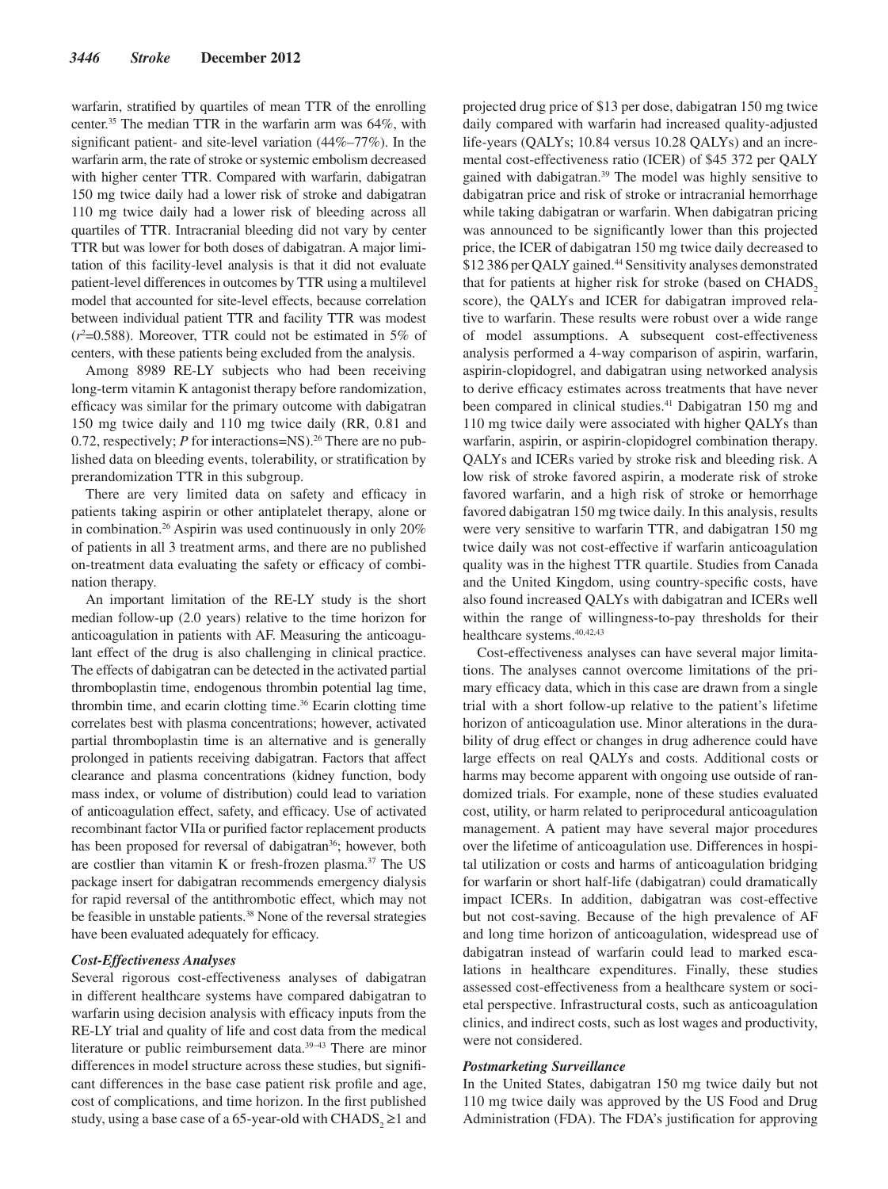warfarin, stratified by quartiles of mean TTR of the enrolling center.[35] The median TTR in the warfarin arm was 64%, with significant patient- and site-level variation (44%–77%). In the warfarin arm, the rate of stroke or systemic embolism decreased with higher center TTR. Compared with warfarin, dabigatran 150 mg twice daily had a lower risk of stroke and dabigatran 110 mg twice daily had a lower risk of bleeding across all quartiles of TTR. Intracranial bleeding did not vary by center TTR but was lower for both doses of dabigatran. A major limitation of this facility-level analysis is that it did not evaluate patient-level differences in outcomes by TTR using a multilevel model that accounted for site-level effects, because correlation between individual patient TTR and facility TTR was modest ($r^2$=0.588). Moreover, TTR could not be estimated in 5% of centers, with these patients being excluded from the analysis.

Among 8989 RE-LY subjects who had been receiving long-term vitamin K antagonist therapy before randomization, efficacy was similar for the primary outcome with dabigatran 150 mg twice daily and 110 mg twice daily (RR, 0.81 and 0.72, respectively; *P* for interactions=NS).[26] There are no published data on bleeding events, tolerability, or stratification by prerandomization TTR in this subgroup.

There are very limited data on safety and efficacy in patients taking aspirin or other antiplatelet therapy, alone or in combination.[26] Aspirin was used continuously in only 20% of patients in all 3 treatment arms, and there are no published on-treatment data evaluating the safety or efficacy of combination therapy.

An important limitation of the RE-LY study is the short median follow-up (2.0 years) relative to the time horizon for anticoagulation in patients with AF. Measuring the anticoagulant effect of the drug is also challenging in clinical practice. The effects of dabigatran can be detected in the activated partial thromboplastin time, endogenous thrombin potential lag time, thrombin time, and ecarin clotting time.[36] Ecarin clotting time correlates best with plasma concentrations; however, activated partial thromboplastin time is an alternative and is generally prolonged in patients receiving dabigatran. Factors that affect clearance and plasma concentrations (kidney function, body mass index, or volume of distribution) could lead to variation of anticoagulation effect, safety, and efficacy. Use of activated recombinant factor VIIa or purified factor replacement products has been proposed for reversal of dabigatran[36]; however, both are costlier than vitamin K or fresh-frozen plasma.[37] The US package insert for dabigatran recommends emergency dialysis for rapid reversal of the antithrombotic effect, which may not be feasible in unstable patients.[38] None of the reversal strategies have been evaluated adequately for efficacy.

### *Cost-Effectiveness Analyses*

Several rigorous cost-effectiveness analyses of dabigatran in different healthcare systems have compared dabigatran to warfarin using decision analysis with efficacy inputs from the RE-LY trial and quality of life and cost data from the medical literature or public reimbursement data.[39–43] There are minor differences in model structure across these studies, but significant differences in the base case patient risk profile and age, cost of complications, and time horizon. In the first published study, using a base case of a 65-year-old with $CHADS_2 \geq 1$ and projected drug price of $13 per dose, dabigatran 150 mg twice daily compared with warfarin had increased quality-adjusted life-years (QALYs; 10.84 versus 10.28 QALYs) and an incremental cost-effectiveness ratio (ICER) of $45 372 per QALY gained with dabigatran.[39] The model was highly sensitive to dabigatran price and risk of stroke or intracranial hemorrhage while taking dabigatran or warfarin. When dabigatran pricing was announced to be significantly lower than this projected price, the ICER of dabigatran 150 mg twice daily decreased to $12 386 per QALY gained.[44] Sensitivity analyses demonstrated that for patients at higher risk for stroke (based on $CHADS_2$ score), the QALYs and ICER for dabigatran improved relative to warfarin. These results were robust over a wide range of model assumptions. A subsequent cost-effectiveness analysis performed a 4-way comparison of aspirin, warfarin, aspirin-clopidogrel, and dabigatran using networked analysis to derive efficacy estimates across treatments that have never been compared in clinical studies.[41] Dabigatran 150 mg and 110 mg twice daily were associated with higher QALYs than warfarin, aspirin, or aspirin-clopidogrel combination therapy. QALYs and ICERs varied by stroke risk and bleeding risk. A low risk of stroke favored aspirin, a moderate risk of stroke favored warfarin, and a high risk of stroke or hemorrhage favored dabigatran 150 mg twice daily. In this analysis, results were very sensitive to warfarin TTR, and dabigatran 150 mg twice daily was not cost-effective if warfarin anticoagulation quality was in the highest TTR quartile. Studies from Canada and the United Kingdom, using country-specific costs, have also found increased QALYs with dabigatran and ICERs well within the range of willingness-to-pay thresholds for their healthcare systems.[40,42,43]

Cost-effectiveness analyses can have several major limitations. The analyses cannot overcome limitations of the primary efficacy data, which in this case are drawn from a single trial with a short follow-up relative to the patient's lifetime horizon of anticoagulation use. Minor alterations in the durability of drug effect or changes in drug adherence could have large effects on real QALYs and costs. Additional costs or harms may become apparent with ongoing use outside of randomized trials. For example, none of these studies evaluated cost, utility, or harm related to periprocedural anticoagulation management. A patient may have several major procedures over the lifetime of anticoagulation use. Differences in hospital utilization or costs and harms of anticoagulation bridging for warfarin or short half-life (dabigatran) could dramatically impact ICERs. In addition, dabigatran was cost-effective but not cost-saving. Because of the high prevalence of AF and long time horizon of anticoagulation, widespread use of dabigatran instead of warfarin could lead to marked escalations in healthcare expenditures. Finally, these studies assessed cost-effectiveness from a healthcare system or societal perspective. Infrastructural costs, such as anticoagulation clinics, and indirect costs, such as lost wages and productivity, were not considered.

### *Postmarketing Surveillance*

In the United States, dabigatran 150 mg twice daily but not 110 mg twice daily was approved by the US Food and Drug Administration (FDA). The FDA's justification for approving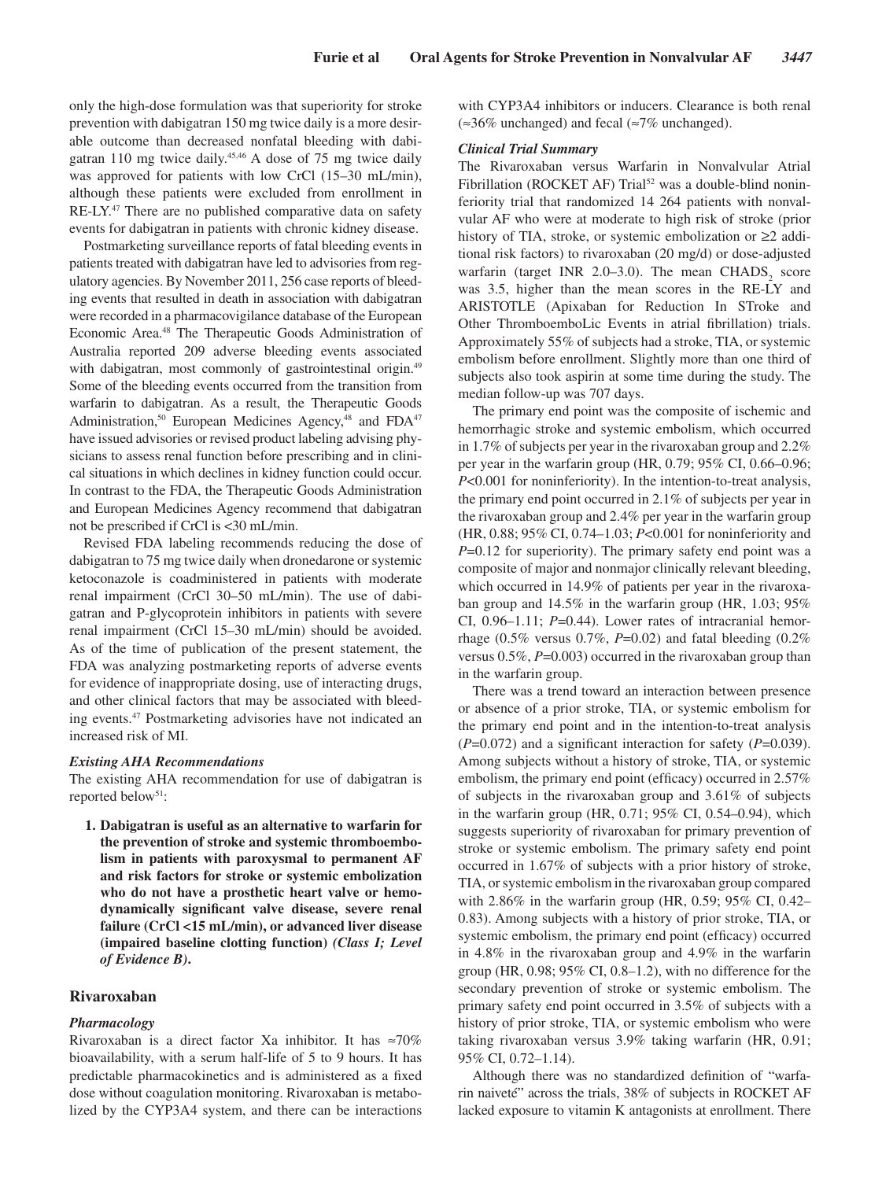only the high-dose formulation was that superiority for stroke prevention with dabigatran 150 mg twice daily is a more desirable outcome than decreased nonfatal bleeding with dabigatran 110 mg twice daily.[45,46] A dose of 75 mg twice daily was approved for patients with low CrCl (15–30 mL/min), although these patients were excluded from enrollment in RE-LY.[47] There are no published comparative data on safety events for dabigatran in patients with chronic kidney disease.

Postmarketing surveillance reports of fatal bleeding events in patients treated with dabigatran have led to advisories from regulatory agencies. By November 2011, 256 case reports of bleeding events that resulted in death in association with dabigatran were recorded in a pharmacovigilance database of the European Economic Area.[48] The Therapeutic Goods Administration of Australia reported 209 adverse bleeding events associated with dabigatran, most commonly of gastrointestinal origin.[49] Some of the bleeding events occurred from the transition from warfarin to dabigatran. As a result, the Therapeutic Goods Administration,[50] European Medicines Agency,[48] and FDA[47] have issued advisories or revised product labeling advising physicians to assess renal function before prescribing and in clinical situations in which declines in kidney function could occur. In contrast to the FDA, the Therapeutic Goods Administration and European Medicines Agency recommend that dabigatran not be prescribed if CrCl is <30 mL/min.

Revised FDA labeling recommends reducing the dose of dabigatran to 75 mg twice daily when dronedarone or systemic ketoconazole is coadministered in patients with moderate renal impairment (CrCl 30–50 mL/min). The use of dabigatran and P-glycoprotein inhibitors in patients with severe renal impairment (CrCl 15–30 mL/min) should be avoided. As of the time of publication of the present statement, the FDA was analyzing postmarketing reports of adverse events for evidence of inappropriate dosing, use of interacting drugs, and other clinical factors that may be associated with bleeding events.[47] Postmarketing advisories have not indicated an increased risk of MI.

### *Existing AHA Recommendations*

The existing AHA recommendation for use of dabigatran is reported below[51]:

1. **Dabigatran is useful as an alternative to warfarin for the prevention of stroke and systemic thromboembolism in patients with paroxysmal to permanent AF and risk factors for stroke or systemic embolization who do not have a prosthetic heart valve or hemodynamically significant valve disease, severe renal failure (CrCl <15 mL/min), or advanced liver disease (impaired baseline clotting function) *(Class I; Level of Evidence B)*.**

## Rivaroxaban

### *Pharmacology*

Rivaroxaban is a direct factor Xa inhibitor. It has ≈70% bioavailability, with a serum half-life of 5 to 9 hours. It has predictable pharmacokinetics and is administered as a fixed dose without coagulation monitoring. Rivaroxaban is metabolized by the CYP3A4 system, and there can be interactions with CYP3A4 inhibitors or inducers. Clearance is both renal (≈36% unchanged) and fecal (≈7% unchanged).

### *Clinical Trial Summary*

The Rivaroxaban versus Warfarin in Nonvalvular Atrial Fibrillation (ROCKET AF) Trial[52] was a double-blind noninferiority trial that randomized 14 264 patients with nonvalvular AF who were at moderate to high risk of stroke (prior history of TIA, stroke, or systemic embolization or ≥2 additional risk factors) to rivaroxaban (20 mg/d) or dose-adjusted warfarin (target INR 2.0–3.0). The mean $CHADS_2$ score was 3.5, higher than the mean scores in the RE-LY and ARISTOTLE (Apixaban for Reduction In STroke and Other ThromboemboLic Events in atrial fibrillation) trials. Approximately 55% of subjects had a stroke, TIA, or systemic embolism before enrollment. Slightly more than one third of subjects also took aspirin at some time during the study. The median follow-up was 707 days.

The primary end point was the composite of ischemic and hemorrhagic stroke and systemic embolism, which occurred in 1.7% of subjects per year in the rivaroxaban group and 2.2% per year in the warfarin group (HR, 0.79; 95% CI, 0.66–0.96; $P$<0.001 for noninferiority). In the intention-to-treat analysis, the primary end point occurred in 2.1% of subjects per year in the rivaroxaban group and 2.4% per year in the warfarin group (HR, 0.88; 95% CI, 0.74–1.03; $P$<0.001 for noninferiority and $P$=0.12 for superiority). The primary safety end point was a composite of major and nonmajor clinically relevant bleeding, which occurred in 14.9% of patients per year in the rivaroxaban group and 14.5% in the warfarin group (HR, 1.03; 95% CI, 0.96–1.11; $P$=0.44). Lower rates of intracranial hemorrhage (0.5% versus 0.7%, $P$=0.02) and fatal bleeding (0.2% versus 0.5%, $P$=0.003) occurred in the rivaroxaban group than in the warfarin group.

There was a trend toward an interaction between presence or absence of a prior stroke, TIA, or systemic embolism for the primary end point and in the intention-to-treat analysis ($P$=0.072) and a significant interaction for safety ($P$=0.039). Among subjects without a history of stroke, TIA, or systemic embolism, the primary end point (efficacy) occurred in 2.57% of subjects in the rivaroxaban group and 3.61% of subjects in the warfarin group (HR, 0.71; 95% CI, 0.54–0.94), which suggests superiority of rivaroxaban for primary prevention of stroke or systemic embolism. The primary safety end point occurred in 1.67% of subjects with a prior history of stroke, TIA, or systemic embolism in the rivaroxaban group compared with 2.86% in the warfarin group (HR, 0.59; 95% CI, 0.42–0.83). Among subjects with a history of prior stroke, TIA, or systemic embolism, the primary end point (efficacy) occurred in 4.8% in the rivaroxaban group and 4.9% in the warfarin group (HR, 0.98; 95% CI, 0.8–1.2), with no difference for the secondary prevention of stroke or systemic embolism. The primary safety end point occurred in 3.5% of subjects with a history of prior stroke, TIA, or systemic embolism who were taking rivaroxaban versus 3.9% taking warfarin (HR, 0.91; 95% CI, 0.72–1.14).

Although there was no standardized definition of "warfarin naiveté" across the trials, 38% of subjects in ROCKET AF lacked exposure to vitamin K antagonists at enrollment. There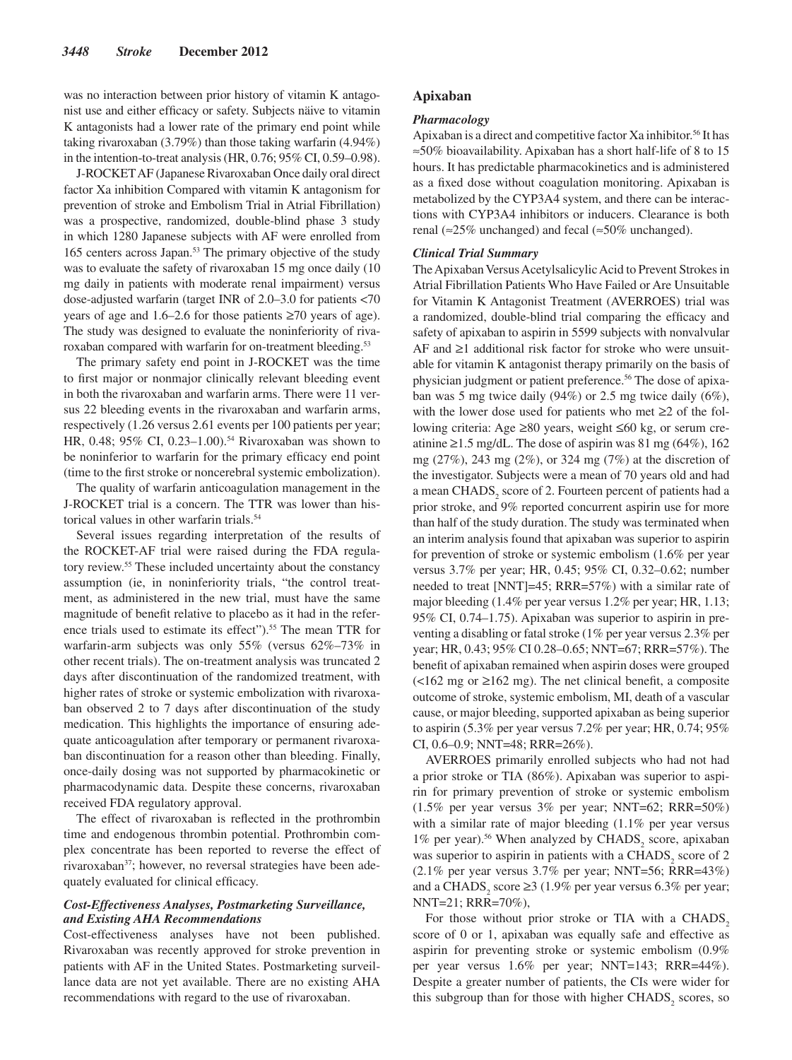was no interaction between prior history of vitamin K antagonist use and either efficacy or safety. Subjects näive to vitamin K antagonists had a lower rate of the primary end point while taking rivaroxaban (3.79%) than those taking warfarin (4.94%) in the intention-to-treat analysis (HR, 0.76; 95% CI, 0.59–0.98).

J-ROCKET AF (Japanese Rivaroxaban Once daily oral direct factor Xa inhibition Compared with vitamin K antagonism for prevention of stroke and Embolism Trial in Atrial Fibrillation) was a prospective, randomized, double-blind phase 3 study in which 1280 Japanese subjects with AF were enrolled from 165 centers across Japan.[53] The primary objective of the study was to evaluate the safety of rivaroxaban 15 mg once daily (10 mg daily in patients with moderate renal impairment) versus dose-adjusted warfarin (target INR of 2.0–3.0 for patients <70 years of age and 1.6–2.6 for those patients ≥70 years of age). The study was designed to evaluate the noninferiority of rivaroxaban compared with warfarin for on-treatment bleeding.[53]

The primary safety end point in J-ROCKET was the time to first major or nonmajor clinically relevant bleeding event in both the rivaroxaban and warfarin arms. There were 11 versus 22 bleeding events in the rivaroxaban and warfarin arms, respectively (1.26 versus 2.61 events per 100 patients per year; HR, 0.48; 95% CI, 0.23–1.00).[54] Rivaroxaban was shown to be noninferior to warfarin for the primary efficacy end point (time to the first stroke or noncerebral systemic embolization).

The quality of warfarin anticoagulation management in the J-ROCKET trial is a concern. The TTR was lower than historical values in other warfarin trials.[54]

Several issues regarding interpretation of the results of the ROCKET-AF trial were raised during the FDA regulatory review.[55] These included uncertainty about the constancy assumption (ie, in noninferiority trials, "the control treatment, as administered in the new trial, must have the same magnitude of benefit relative to placebo as it had in the reference trials used to estimate its effect").[55] The mean TTR for warfarin-arm subjects was only 55% (versus 62%–73% in other recent trials). The on-treatment analysis was truncated 2 days after discontinuation of the randomized treatment, with higher rates of stroke or systemic embolization with rivaroxaban observed 2 to 7 days after discontinuation of the study medication. This highlights the importance of ensuring adequate anticoagulation after temporary or permanent rivaroxaban discontinuation for a reason other than bleeding. Finally, once-daily dosing was not supported by pharmacokinetic or pharmacodynamic data. Despite these concerns, rivaroxaban received FDA regulatory approval.

The effect of rivaroxaban is reflected in the prothrombin time and endogenous thrombin potential. Prothrombin complex concentrate has been reported to reverse the effect of rivaroxaban[37]; however, no reversal strategies have been adequately evaluated for clinical efficacy.

### *Cost-Effectiveness Analyses, Postmarketing Surveillance, and Existing AHA Recommendations*

Cost-effectiveness analyses have not been published. Rivaroxaban was recently approved for stroke prevention in patients with AF in the United States. Postmarketing surveillance data are not yet available. There are no existing AHA recommendations with regard to the use of rivaroxaban.

## Apixaban

### *Pharmacology*

Apixaban is a direct and competitive factor Xa inhibitor.[56] It has ≈50% bioavailability. Apixaban has a short half-life of 8 to 15 hours. It has predictable pharmacokinetics and is administered as a fixed dose without coagulation monitoring. Apixaban is metabolized by the CYP3A4 system, and there can be interactions with CYP3A4 inhibitors or inducers. Clearance is both renal (≈25% unchanged) and fecal (≈50% unchanged).

### *Clinical Trial Summary*

The Apixaban Versus Acetylsalicylic Acid to Prevent Strokes in Atrial Fibrillation Patients Who Have Failed or Are Unsuitable for Vitamin K Antagonist Treatment (AVERROES) trial was a randomized, double-blind trial comparing the efficacy and safety of apixaban to aspirin in 5599 subjects with nonvalvular AF and ≥1 additional risk factor for stroke who were unsuitable for vitamin K antagonist therapy primarily on the basis of physician judgment or patient preference.[56] The dose of apixaban was 5 mg twice daily (94%) or 2.5 mg twice daily (6%), with the lower dose used for patients who met ≥2 of the following criteria: Age ≥80 years, weight ≤60 kg, or serum creatinine ≥1.5 mg/dL. The dose of aspirin was 81 mg (64%), 162 mg (27%), 243 mg (2%), or 324 mg (7%) at the discretion of the investigator. Subjects were a mean of 70 years old and had a mean $CHADS_2$ score of 2. Fourteen percent of patients had a prior stroke, and 9% reported concurrent aspirin use for more than half of the study duration. The study was terminated when an interim analysis found that apixaban was superior to aspirin for prevention of stroke or systemic embolism (1.6% per year versus 3.7% per year; HR, 0.45; 95% CI, 0.32–0.62; number needed to treat [NNT]=45; RRR=57%) with a similar rate of major bleeding (1.4% per year versus 1.2% per year; HR, 1.13; 95% CI, 0.74–1.75). Apixaban was superior to aspirin in preventing a disabling or fatal stroke (1% per year versus 2.3% per year; HR, 0.43; 95% CI 0.28–0.65; NNT=67; RRR=57%). The benefit of apixaban remained when aspirin doses were grouped (<162 mg or ≥162 mg). The net clinical benefit, a composite outcome of stroke, systemic embolism, MI, death of a vascular cause, or major bleeding, supported apixaban as being superior to aspirin (5.3% per year versus 7.2% per year; HR, 0.74; 95% CI, 0.6–0.9; NNT=48; RRR=26%).

AVERROES primarily enrolled subjects who had not had a prior stroke or TIA (86%). Apixaban was superior to aspirin for primary prevention of stroke or systemic embolism (1.5% per year versus 3% per year; NNT=62; RRR=50%) with a similar rate of major bleeding (1.1% per year versus 1% per year).[56] When analyzed by $CHADS_2$ score, apixaban was superior to aspirin in patients with a $CHADS_2$ score of 2 (2.1% per year versus 3.7% per year; NNT=56; RRR=43%) and a $CHADS_2$ score ≥3 (1.9% per year versus 6.3% per year; NNT=21; RRR=70%),

For those without prior stroke or TIA with a $CHADS_2$ score of 0 or 1, apixaban was equally safe and effective as aspirin for preventing stroke or systemic embolism (0.9% per year versus 1.6% per year; NNT=143; RRR=44%). Despite a greater number of patients, the CIs were wider for this subgroup than for those with higher $CHADS_2$ scores, so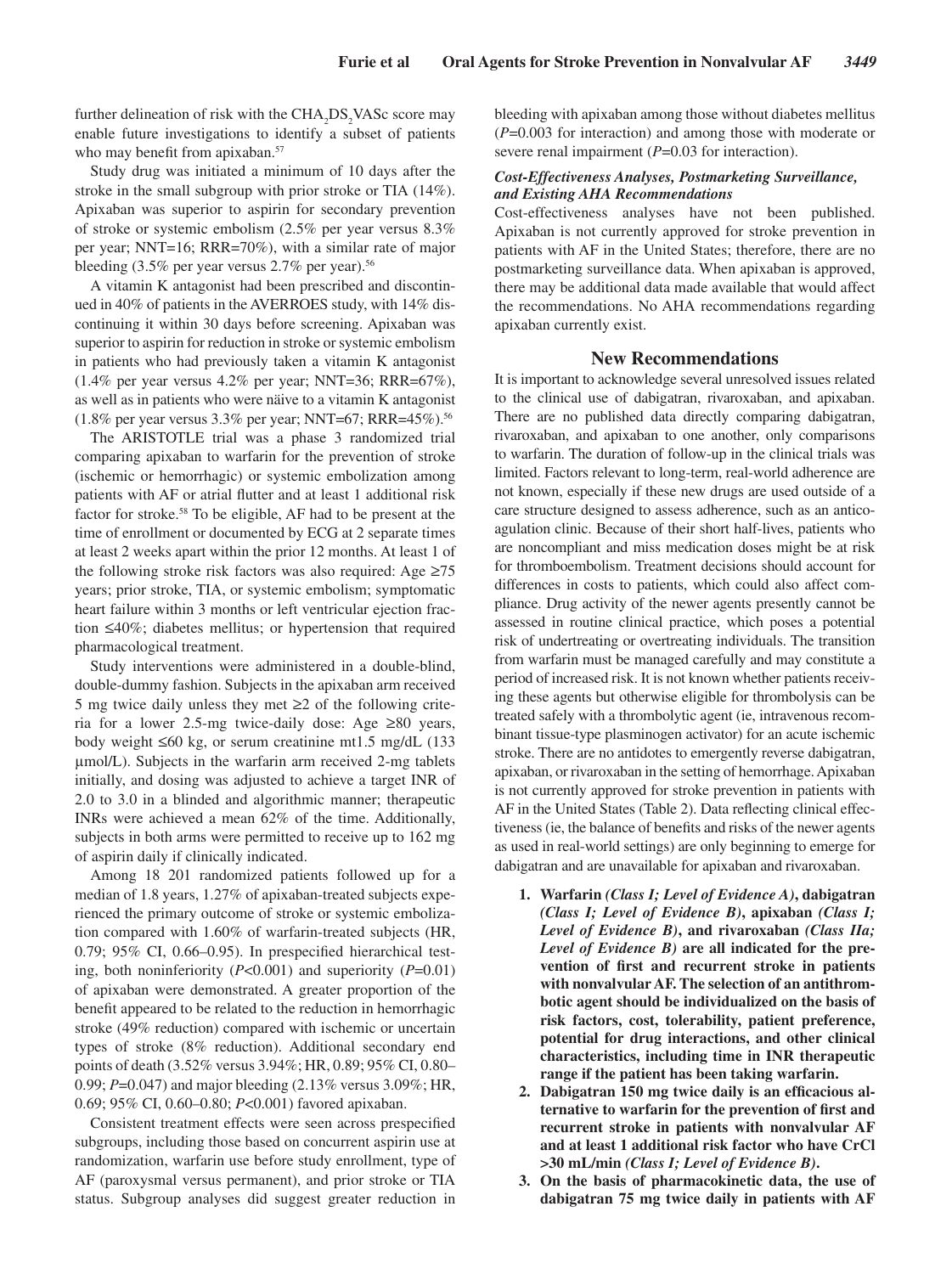further delineation of risk with the $CHA_2DS_2VASc$ score may enable future investigations to identify a subset of patients who may benefit from apixaban.[57]

Study drug was initiated a minimum of 10 days after the stroke in the small subgroup with prior stroke or TIA (14%). Apixaban was superior to aspirin for secondary prevention of stroke or systemic embolism (2.5% per year versus 8.3% per year; NNT=16; RRR=70%), with a similar rate of major bleeding (3.5% per year versus 2.7% per year).[56]

A vitamin K antagonist had been prescribed and discontinued in 40% of patients in the AVERROES study, with 14% discontinuing it within 30 days before screening. Apixaban was superior to aspirin for reduction in stroke or systemic embolism in patients who had previously taken a vitamin K antagonist (1.4% per year versus 4.2% per year; NNT=36; RRR=67%), as well as in patients who were näive to a vitamin K antagonist (1.8% per year versus 3.3% per year; NNT=67; RRR=45%).[56]

The ARISTOTLE trial was a phase 3 randomized trial comparing apixaban to warfarin for the prevention of stroke (ischemic or hemorrhagic) or systemic embolization among patients with AF or atrial flutter and at least 1 additional risk factor for stroke.[58] To be eligible, AF had to be present at the time of enrollment or documented by ECG at 2 separate times at least 2 weeks apart within the prior 12 months. At least 1 of the following stroke risk factors was also required: Age ≥75 years; prior stroke, TIA, or systemic embolism; symptomatic heart failure within 3 months or left ventricular ejection fraction ≤40%; diabetes mellitus; or hypertension that required pharmacological treatment.

Study interventions were administered in a double-blind, double-dummy fashion. Subjects in the apixaban arm received 5 mg twice daily unless they met ≥2 of the following criteria for a lower 2.5-mg twice-daily dose: Age ≥80 years, body weight ≤60 kg, or serum creatinine mt1.5 mg/dL (133 μmol/L). Subjects in the warfarin arm received 2-mg tablets initially, and dosing was adjusted to achieve a target INR of 2.0 to 3.0 in a blinded and algorithmic manner; therapeutic INRs were achieved a mean 62% of the time. Additionally, subjects in both arms were permitted to receive up to 162 mg of aspirin daily if clinically indicated.

Among 18 201 randomized patients followed up for a median of 1.8 years, 1.27% of apixaban-treated subjects experienced the primary outcome of stroke or systemic embolization compared with 1.60% of warfarin-treated subjects (HR, 0.79; 95% CI, 0.66–0.95). In prespecified hierarchical testing, both noninferiority ($P$<0.001) and superiority ($P$=0.01) of apixaban were demonstrated. A greater proportion of the benefit appeared to be related to the reduction in hemorrhagic stroke (49% reduction) compared with ischemic or uncertain types of stroke (8% reduction). Additional secondary end points of death (3.52% versus 3.94%; HR, 0.89; 95% CI, 0.80–0.99; $P$=0.047) and major bleeding (2.13% versus 3.09%; HR, 0.69; 95% CI, 0.60–0.80; $P$<0.001) favored apixaban.

Consistent treatment effects were seen across prespecified subgroups, including those based on concurrent aspirin use at randomization, warfarin use before study enrollment, type of AF (paroxysmal versus permanent), and prior stroke or TIA status. Subgroup analyses did suggest greater reduction in bleeding with apixaban among those without diabetes mellitus ($P$=0.003 for interaction) and among those with moderate or severe renal impairment ($P$=0.03 for interaction).

#### *Cost-Effectiveness Analyses, Postmarketing Surveillance, and Existing AHA Recommendations*

Cost-effectiveness analyses have not been published. Apixaban is not currently approved for stroke prevention in patients with AF in the United States; therefore, there are no postmarketing surveillance data. When apixaban is approved, there may be additional data made available that would affect the recommendations. No AHA recommendations regarding apixaban currently exist.

## New Recommendations

It is important to acknowledge several unresolved issues related to the clinical use of dabigatran, rivaroxaban, and apixaban. There are no published data directly comparing dabigatran, rivaroxaban, and apixaban to one another, only comparisons to warfarin. The duration of follow-up in the clinical trials was limited. Factors relevant to long-term, real-world adherence are not known, especially if these new drugs are used outside of a care structure designed to assess adherence, such as an anticoagulation clinic. Because of their short half-lives, patients who are noncompliant and miss medication doses might be at risk for thromboembolism. Treatment decisions should account for differences in costs to patients, which could also affect compliance. Drug activity of the newer agents presently cannot be assessed in routine clinical practice, which poses a potential risk of undertreating or overtreating individuals. The transition from warfarin must be managed carefully and may constitute a period of increased risk. It is not known whether patients receiving these agents but otherwise eligible for thrombolysis can be treated safely with a thrombolytic agent (ie, intravenous recombinant tissue-type plasminogen activator) for an acute ischemic stroke. There are no antidotes to emergently reverse dabigatran, apixaban, or rivaroxaban in the setting of hemorrhage. Apixaban is not currently approved for stroke prevention in patients with AF in the United States (Table 2). Data reflecting clinical effectiveness (ie, the balance of benefits and risks of the newer agents as used in real-world settings) are only beginning to emerge for dabigatran and are unavailable for apixaban and rivaroxaban.

1. **Warfarin *(Class I; Level of Evidence A)*, dabigatran *(Class I; Level of Evidence B)*, apixaban *(Class I; Level of Evidence B)*, and rivaroxaban *(Class IIa; Level of Evidence B)* are all indicated for the prevention of first and recurrent stroke in patients with nonvalvular AF. The selection of an antithrombotic agent should be individualized on the basis of risk factors, cost, tolerability, patient preference, potential for drug interactions, and other clinical characteristics, including time in INR therapeutic range if the patient has been taking warfarin.**
2. **Dabigatran 150 mg twice daily is an efficacious alternative to warfarin for the prevention of first and recurrent stroke in patients with nonvalvular AF and at least 1 additional risk factor who have CrCl >30 mL/min *(Class I; Level of Evidence B)*.**
3. **On the basis of pharmacokinetic data, the use of dabigatran 75 mg twice daily in patients with AF**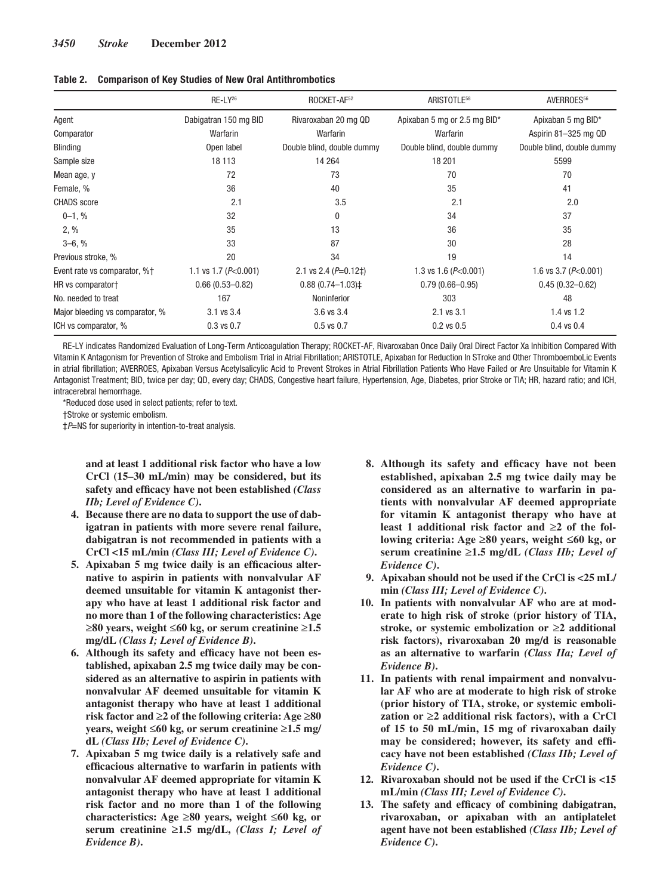**Table 2. Comparison of Key Studies of New Oral Antithrombotics**

| | RE-LY[26] | ROCKET-AF[52] | ARISTOTLE[58] | AVERROES[56] |
|---|---|---|---|---|
| Agent | Dabigatran 150 mg BID | Rivaroxaban 20 mg QD | Apixaban 5 mg or 2.5 mg BID* | Apixaban 5 mg BID* |
| Comparator | Warfarin | Warfarin | Warfarin | Aspirin 81–325 mg QD |
| Blinding | Open label | Double blind, double dummy | Double blind, double dummy | Double blind, double dummy |
| Sample size | 18 113 | 14 264 | 18 201 | 5599 |
| Mean age, y | 72 | 73 | 70 | 70 |
| Female, % | 36 | 40 | 35 | 41 |
| CHADS score | 2.1 | 3.5 | 2.1 | 2.0 |
| 0–1, % | 32 | 0 | 34 | 37 |
| 2, % | 35 | 13 | 36 | 35 |
| 3–6, % | 33 | 87 | 30 | 28 |
| Previous stroke, % | 20 | 34 | 19 | 14 |
| Event rate vs comparator, %† | 1.1 vs 1.7 ($P$<0.001) | 2.1 vs 2.4 ($P$=0.12‡) | 1.3 vs 1.6 ($P$<0.001) | 1.6 vs 3.7 ($P$<0.001) |
| HR vs comparator† | 0.66 (0.53–0.82) | 0.88 (0.74–1.03)‡ | 0.79 (0.66–0.95) | 0.45 (0.32–0.62) |
| No. needed to treat | 167 | Noninferior | 303 | 48 |
| Major bleeding vs comparator, % | 3.1 vs 3.4 | 3.6 vs 3.4 | 2.1 vs 3.1 | 1.4 vs 1.2 |
| ICH vs comparator, % | 0.3 vs 0.7 | 0.5 vs 0.7 | 0.2 vs 0.5 | 0.4 vs 0.4 |

RE-LY indicates Randomized Evaluation of Long-Term Anticoagulation Therapy; ROCKET-AF, Rivaroxaban Once Daily Oral Direct Factor Xa Inhibition Compared With Vitamin K Antagonism for Prevention of Stroke and Embolism Trial in Atrial Fibrillation; ARISTOTLE, Apixaban for Reduction In STroke and Other ThromboemboLic Events in atrial fibrillation; AVERROES, Apixaban Versus Acetylsalicylic Acid to Prevent Strokes in Atrial Fibrillation Patients Who Have Failed or Are Unsuitable for Vitamin K Antagonist Treatment; BID, twice per day; QD, every day; CHADS, Congestive heart failure, Hypertension, Age, Diabetes, prior Stroke or TIA; HR, hazard ratio; and ICH, intracerebral hemorrhage.

*Reduced dose used in select patients; refer to text.

†Stroke or systemic embolism.

‡$P$=NS for superiority in intention-to-treat analysis.

**and at least 1 additional risk factor who have a low CrCl (15–30 mL/min) may be considered, but its safety and efficacy have not been established *(Class IIb; Level of Evidence C)*.**

4. **Because there are no data to support the use of dabigatran in patients with more severe renal failure, dabigatran is not recommended in patients with a CrCl <15 mL/min *(Class III; Level of Evidence C)*.**
5. **Apixaban 5 mg twice daily is an efficacious alternative to aspirin in patients with nonvalvular AF deemed unsuitable for vitamin K antagonist therapy who have at least 1 additional risk factor and no more than 1 of the following characteristics: Age ≥80 years, weight ≤60 kg, or serum creatinine ≥1.5 mg/dL *(Class I; Level of Evidence B)*.**
6. **Although its safety and efficacy have not been established, apixaban 2.5 mg twice daily may be considered as an alternative to aspirin in patients with nonvalvular AF deemed unsuitable for vitamin K antagonist therapy who have at least 1 additional risk factor and ≥2 of the following criteria: Age ≥80 years, weight ≤60 kg, or serum creatinine ≥1.5 mg/dL *(Class IIb; Level of Evidence C)*.**
7. **Apixaban 5 mg twice daily is a relatively safe and efficacious alternative to warfarin in patients with nonvalvular AF deemed appropriate for vitamin K antagonist therapy who have at least 1 additional risk factor and no more than 1 of the following characteristics: Age ≥80 years, weight ≤60 kg, or serum creatinine ≥1.5 mg/dL, *(Class I; Level of Evidence B)*.**
8. **Although its safety and efficacy have not been established, apixaban 2.5 mg twice daily may be considered as an alternative to warfarin in patients with nonvalvular AF deemed appropriate for vitamin K antagonist therapy who have at least 1 additional risk factor and ≥2 of the following criteria: Age ≥80 years, weight ≤60 kg, or serum creatinine ≥1.5 mg/dL *(Class IIb; Level of Evidence C)*.**
9. **Apixaban should not be used if the CrCl is <25 mL/min *(Class III; Level of Evidence C)*.**
10. **In patients with nonvalvular AF who are at moderate to high risk of stroke (prior history of TIA, stroke, or systemic embolization or ≥2 additional risk factors), rivaroxaban 20 mg/d is reasonable as an alternative to warfarin *(Class IIa; Level of Evidence B)*.**
11. **In patients with renal impairment and nonvalvular AF who are at moderate to high risk of stroke (prior history of TIA, stroke, or systemic embolization or ≥2 additional risk factors), with a CrCl of 15 to 50 mL/min, 15 mg of rivaroxaban daily may be considered; however, its safety and efficacy have not been established *(Class IIb; Level of Evidence C)*.**
12. **Rivaroxaban should not be used if the CrCl is <15 mL/min *(Class III; Level of Evidence C)*.**
13. **The safety and efficacy of combining dabigatran, rivaroxaban, or apixaban with an antiplatelet agent have not been established *(Class IIb; Level of Evidence C)*.**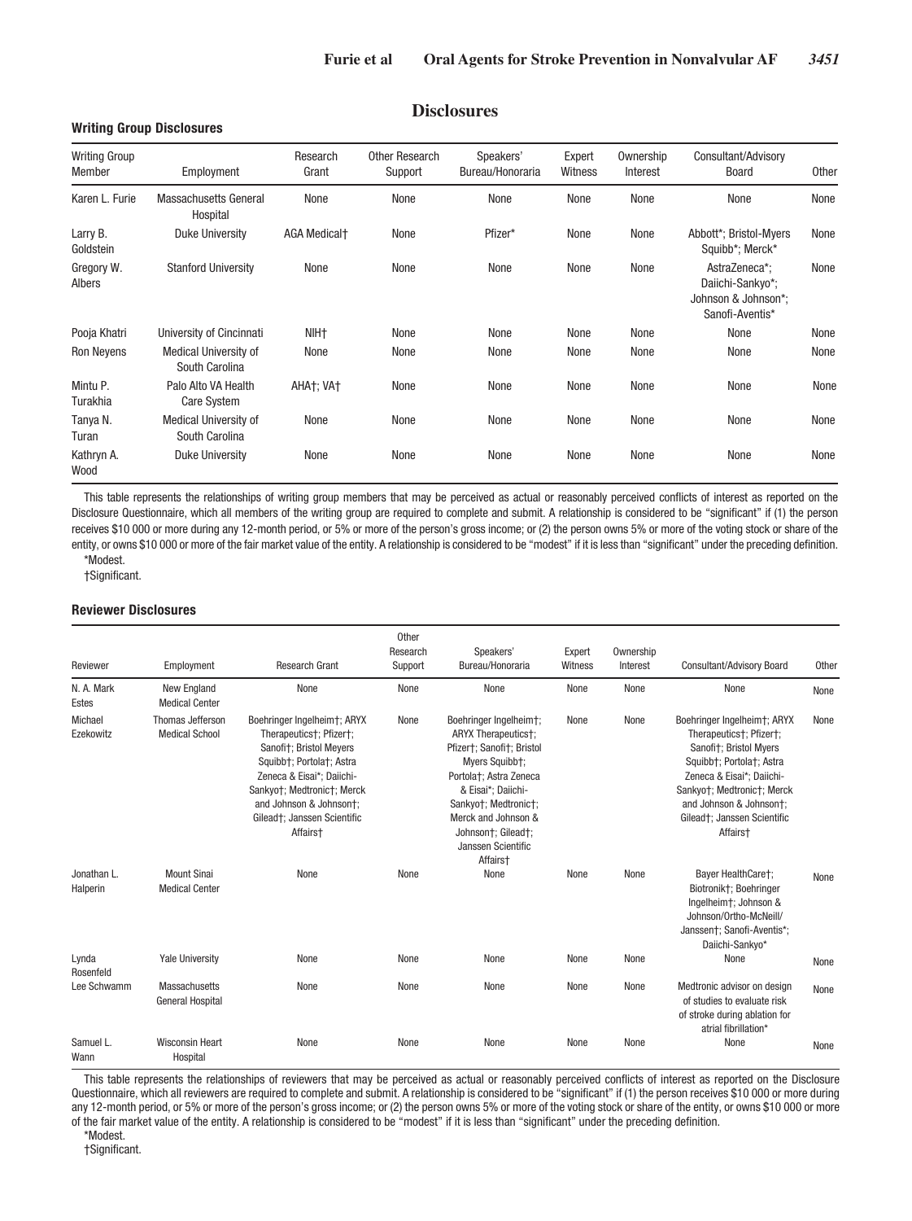# Disclosures

### Writing Group Disclosures

| Writing Group Member | Employment | Research Grant | Other Research Support | Speakers' Bureau/Honoraria | Expert Witness | Ownership Interest | Consultant/Advisory Board | Other |
|---|---|---|---|---|---|---|---|---|
| Karen L. Furie | Massachusetts General Hospital | None | None | None | None | None | None | None |
| Larry B. Goldstein | Duke University | AGA Medical† | None | Pfizer* | None | None | Abbott*; Bristol-Myers Squibb*; Merck* | None |
| Gregory W. Albers | Stanford University | None | None | None | None | None | AstraZeneca*; Daiichi-Sankyo*; Johnson & Johnson*; Sanofi-Aventis* | None |
| Pooja Khatri | University of Cincinnati | NIH† | None | None | None | None | None | None |
| Ron Neyens | Medical University of South Carolina | None | None | None | None | None | None | None |
| Mintu P. Turakhia | Palo Alto VA Health Care System | AHA†; VA† | None | None | None | None | None | None |
| Tanya N. Turan | Medical University of South Carolina | None | None | None | None | None | None | None |
| Kathryn A. Wood | Duke University | None | None | None | None | None | None | None |

This table represents the relationships of writing group members that may be perceived as actual or reasonably perceived conflicts of interest as reported on the Disclosure Questionnaire, which all members of the writing group are required to complete and submit. A relationship is considered to be "significant" if (1) the person receives $10 000 or more during any 12-month period, or 5% or more of the person's gross income; or (2) the person owns 5% or more of the voting stock or share of the entity, or owns $10 000 or more of the fair market value of the entity. A relationship is considered to be "modest" if it is less than "significant" under the preceding definition.

*Modest.

†Significant.

### Reviewer Disclosures

| Reviewer | Employment | Research Grant | Other Research Support | Speakers' Bureau/Honoraria | Expert Witness | Ownership Interest | Consultant/Advisory Board | Other |
|---|---|---|---|---|---|---|---|---|
| N. A. Mark Estes | New England Medical Center | None | None | None | None | None | None | None |
| Michael Ezekowitz | Thomas Jefferson Medical School | Boehringer Ingelheim†; ARYX Therapeutics†; Pfizer†; Sanofi†; Bristol Meyers Squibb†; Portola†; Astra Zeneca & Eisai*; Daiichi-Sankyo†; Medtronic†; Merck and Johnson & Johnson†; Gilead†; Janssen Scientific Affairs† | None | Boehringer Ingelheim†; ARYX Therapeutics†; Pfizer†; Sanofi†; Bristol Myers Squibb†; Portola†; Astra Zeneca & Eisai*; Daiichi-Sankyo†; Medtronic†; Merck and Johnson & Johnson†; Gilead†; Janssen Scientific Affairs† | None | None | Boehringer Ingelheim†; ARYX Therapeutics†; Pfizer†; Sanofi†; Bristol Myers Squibb†; Portola†; Astra Zeneca & Eisai*; Daiichi-Sankyo†; Medtronic†; Merck and Johnson & Johnson†; Gilead†; Janssen Scientific Affairs† | None |
| Jonathan L. Halperin | Mount Sinai Medical Center | None | None | None | None | None | Bayer HealthCare†; Biotronik†; Boehringer Ingelheim†; Johnson & Johnson/Ortho-McNeill/Janssen†; Sanofi-Aventis*; Daiichi-Sankyo* | None |
| Lynda Rosenfeld | Yale University | None | None | None | None | None | None | None |
| Lee Schwamm | Massachusetts General Hospital | None | None | None | None | None | Medtronic advisor on design of studies to evaluate risk of stroke during ablation for atrial fibrillation* | None |
| Samuel L. Wann | Wisconsin Heart Hospital | None | None | None | None | None | None | None |

This table represents the relationships of reviewers that may be perceived as actual or reasonably perceived conflicts of interest as reported on the Disclosure Questionnaire, which all reviewers are required to complete and submit. A relationship is considered to be "significant" if (1) the person receives $10 000 or more during any 12-month period, or 5% or more of the person's gross income; or (2) the person owns 5% or more of the voting stock or share of the entity, or owns $10 000 or more of the fair market value of the entity. A relationship is considered to be "modest" if it is less than "significant" under the preceding definition.

*Modest.

†Significant.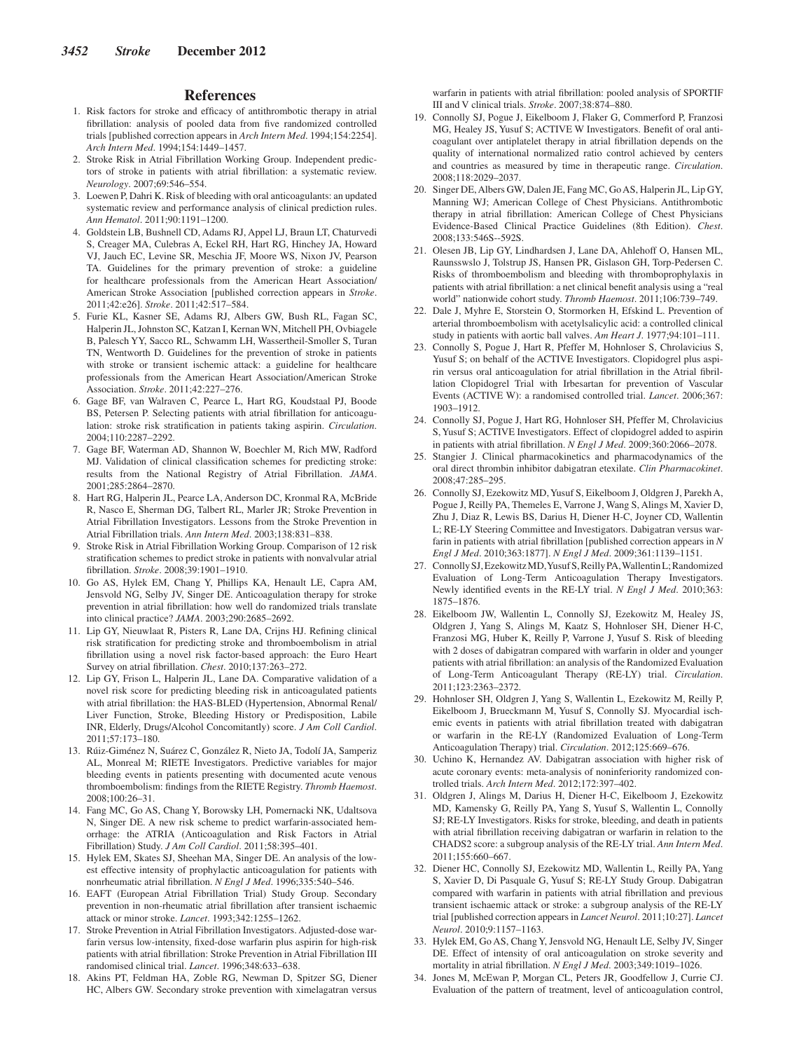## References

1. Risk factors for stroke and efficacy of antithrombotic therapy in atrial fibrillation: analysis of pooled data from five randomized controlled trials [published correction appears in *Arch Intern Med*. 1994;154:2254]. *Arch Intern Med*. 1994;154:1449–1457.
2. Stroke Risk in Atrial Fibrillation Working Group. Independent predictors of stroke in patients with atrial fibrillation: a systematic review. *Neurology*. 2007;69:546–554.
3. Loewen P, Dahri K. Risk of bleeding with oral anticoagulants: an updated systematic review and performance analysis of clinical prediction rules. *Ann Hematol*. 2011;90:1191–1200.
4. Goldstein LB, Bushnell CD, Adams RJ, Appel LJ, Braun LT, Chaturvedi S, Creager MA, Culebras A, Eckel RH, Hart RG, Hinchey JA, Howard VJ, Jauch EC, Levine SR, Meschia JF, Moore WS, Nixon JV, Pearson TA. Guidelines for the primary prevention of stroke: a guideline for healthcare professionals from the American Heart Association/American Stroke Association [published correction appears in *Stroke*. 2011;42:e26]. *Stroke*. 2011;42:517–584.
5. Furie KL, Kasner SE, Adams RJ, Albers GW, Bush RL, Fagan SC, Halperin JL, Johnston SC, Katzan I, Kernan WN, Mitchell PH, Ovbiagele B, Palesch YY, Sacco RL, Schwamm LH, Wassertheil-Smoller S, Turan TN, Wentworth D. Guidelines for the prevention of stroke in patients with stroke or transient ischemic attack: a guideline for healthcare professionals from the American Heart Association/American Stroke Association. *Stroke*. 2011;42:227–276.
6. Gage BF, van Walraven C, Pearce L, Hart RG, Koudstaal PJ, Boode BS, Petersen P. Selecting patients with atrial fibrillation for anticoagulation: stroke risk stratification in patients taking aspirin. *Circulation*. 2004;110:2287–2292.
7. Gage BF, Waterman AD, Shannon W, Boechler M, Rich MW, Radford MJ. Validation of clinical classification schemes for predicting stroke: results from the National Registry of Atrial Fibrillation. *JAMA*. 2001;285:2864–2870.
8. Hart RG, Halperin JL, Pearce LA, Anderson DC, Kronmal RA, McBride R, Nasco E, Sherman DG, Talbert RL, Marler JR; Stroke Prevention in Atrial Fibrillation Investigators. Lessons from the Stroke Prevention in Atrial Fibrillation trials. *Ann Intern Med*. 2003;138:831–838.
9. Stroke Risk in Atrial Fibrillation Working Group. Comparison of 12 risk stratification schemes to predict stroke in patients with nonvalvular atrial fibrillation. *Stroke*. 2008;39:1901–1910.
10. Go AS, Hylek EM, Chang Y, Phillips KA, Henault LE, Capra AM, Jensvold NG, Selby JV, Singer DE. Anticoagulation therapy for stroke prevention in atrial fibrillation: how well do randomized trials translate into clinical practice? *JAMA*. 2003;290:2685–2692.
11. Lip GY, Nieuwlaat R, Pisters R, Lane DA, Crijns HJ. Refining clinical risk stratification for predicting stroke and thromboembolism in atrial fibrillation using a novel risk factor-based approach: the Euro Heart Survey on atrial fibrillation. *Chest*. 2010;137:263–272.
12. Lip GY, Frison L, Halperin JL, Lane DA. Comparative validation of a novel risk score for predicting bleeding risk in anticoagulated patients with atrial fibrillation: the HAS-BLED (Hypertension, Abnormal Renal/Liver Function, Stroke, Bleeding History or Predisposition, Labile INR, Elderly, Drugs/Alcohol Concomitantly) score. *J Am Coll Cardiol*. 2011;57:173–180.
13. Rúiz-Giménez N, Suárez C, González R, Nieto JA, Todolí JA, Samperiz AL, Monreal M; RIETE Investigators. Predictive variables for major bleeding events in patients presenting with documented acute venous thromboembolism: findings from the RIETE Registry. *Thromb Haemost*. 2008;100:26–31.
14. Fang MC, Go AS, Chang Y, Borowsky LH, Pomernacki NK, Udaltsova N, Singer DE. A new risk scheme to predict warfarin-associated hemorrhage: the ATRIA (Anticoagulation and Risk Factors in Atrial Fibrillation) Study. *J Am Coll Cardiol*. 2011;58:395–401.
15. Hylek EM, Skates SJ, Sheehan MA, Singer DE. An analysis of the lowest effective intensity of prophylactic anticoagulation for patients with nonrheumatic atrial fibrillation. *N Engl J Med*. 1996;335:540–546.
16. EAFT (European Atrial Fibrillation Trial) Study Group. Secondary prevention in non-rheumatic atrial fibrillation after transient ischaemic attack or minor stroke. *Lancet*. 1993;342:1255–1262.
17. Stroke Prevention in Atrial Fibrillation Investigators. Adjusted-dose warfarin versus low-intensity, fixed-dose warfarin plus aspirin for high-risk patients with atrial fibrillation: Stroke Prevention in Atrial Fibrillation III randomised clinical trial. *Lancet*. 1996;348:633–638.
18. Akins PT, Feldman HA, Zoble RG, Newman D, Spitzer SG, Diener HC, Albers GW. Secondary stroke prevention with ximelagatran versus warfarin in patients with atrial fibrillation: pooled analysis of SPORTIF III and V clinical trials. *Stroke*. 2007;38:874–880.
19. Connolly SJ, Pogue J, Eikelboom J, Flaker G, Commerford P, Franzosi MG, Healey JS, Yusuf S; ACTIVE W Investigators. Benefit of oral anticoagulant over antiplatelet therapy in atrial fibrillation depends on the quality of international normalized ratio control achieved by centers and countries as measured by time in therapeutic range. *Circulation*. 2008;118:2029–2037.
20. Singer DE, Albers GW, Dalen JE, Fang MC, Go AS, Halperin JL, Lip GY, Manning WJ; American College of Chest Physicians. Antithrombotic therapy in atrial fibrillation: American College of Chest Physicians Evidence-Based Clinical Practice Guidelines (8th Edition). *Chest*. 2008;133:546S–592S.
21. Olesen JB, Lip GY, Lindhardsen J, Lane DA, Ahlehoff O, Hansen ML, Raunsswslo J, Tolstrup JS, Hansen PR, Gislason GH, Torp-Pedersen C. Risks of thromboembolism and bleeding with thromboprophylaxis in patients with atrial fibrillation: a net clinical benefit analysis using a "real world" nationwide cohort study. *Thromb Haemost*. 2011;106:739–749.
22. Dale J, Myhre E, Storstein O, Stormorken H, Efskind L. Prevention of arterial thromboembolism with acetylsalicylic acid: a controlled clinical study in patients with aortic ball valves. *Am Heart J*. 1977;94:101–111.
23. Connolly S, Pogue J, Hart R, Pfeffer M, Hohnloser S, Chrolavicius S, Yusuf S; on behalf of the ACTIVE Investigators. Clopidogrel plus aspirin versus oral anticoagulation for atrial fibrillation in the Atrial fibrillation Clopidogrel Trial with Irbesartan for prevention of Vascular Events (ACTIVE W): a randomised controlled trial. *Lancet*. 2006;367:1903–1912.
24. Connolly SJ, Pogue J, Hart RG, Hohnloser SH, Pfeffer M, Chrolavicius S, Yusuf S; ACTIVE Investigators. Effect of clopidogrel added to aspirin in patients with atrial fibrillation. *N Engl J Med*. 2009;360:2066–2078.
25. Stangier J. Clinical pharmacokinetics and pharmacodynamics of the oral direct thrombin inhibitor dabigatran etexilate. *Clin Pharmacokinet*. 2008;47:285–295.
26. Connolly SJ, Ezekowitz MD, Yusuf S, Eikelboom J, Oldgren J, Parekh A, Pogue J, Reilly PA, Themeles E, Varrone J, Wang S, Alings M, Xavier D, Zhu J, Diaz R, Lewis BS, Darius H, Diener H-C, Joyner CD, Wallentin L; RE-LY Steering Committee and Investigators. Dabigatran versus warfarin in patients with atrial fibrillation [published correction appears in *N Engl J Med*. 2010;363:1877]. *N Engl J Med*. 2009;361:1139–1151.
27. Connolly SJ, Ezekowitz MD, Yusuf S, Reilly PA, Wallentin L; Randomized Evaluation of Long-Term Anticoagulation Therapy Investigators. Newly identified events in the RE-LY trial. *N Engl J Med*. 2010;363:1875–1876.
28. Eikelboom JW, Wallentin L, Connolly SJ, Ezekowitz M, Healey JS, Oldgren J, Yang S, Alings M, Kaatz S, Hohnloser SH, Diener H-C, Franzosi MG, Huber K, Reilly P, Varrone J, Yusuf S. Risk of bleeding with 2 doses of dabigatran compared with warfarin in older and younger patients with atrial fibrillation: an analysis of the Randomized Evaluation of Long-Term Anticoagulant Therapy (RE-LY) trial. *Circulation*. 2011;123:2363–2372.
29. Hohnloser SH, Oldgren J, Yang S, Wallentin L, Ezekowitz M, Reilly P, Eikelboom J, Brueckmann M, Yusuf S, Connolly SJ. Myocardial ischemic events in patients with atrial fibrillation treated with dabigatran or warfarin in the RE-LY (Randomized Evaluation of Long-Term Anticoagulation Therapy) trial. *Circulation*. 2012;125:669–676.
30. Uchino K, Hernandez AV. Dabigatran association with higher risk of acute coronary events: meta-analysis of noninferiority randomized controlled trials. *Arch Intern Med*. 2012;172:397–402.
31. Oldgren J, Alings M, Darius H, Diener H-C, Eikelboom J, Ezekowitz MD, Kamensky G, Reilly PA, Yang S, Yusuf S, Wallentin L, Connolly SJ; RE-LY Investigators. Risks for stroke, bleeding, and death in patients with atrial fibrillation receiving dabigatran or warfarin in relation to the CHADS2 score: a subgroup analysis of the RE-LY trial. *Ann Intern Med*. 2011;155:660–667.
32. Diener HC, Connolly SJ, Ezekowitz MD, Wallentin L, Reilly PA, Yang S, Xavier D, Di Pasquale G, Yusuf S; RE-LY Study Group. Dabigatran compared with warfarin in patients with atrial fibrillation and previous transient ischaemic attack or stroke: a subgroup analysis of the RE-LY trial [published correction appears in *Lancet Neurol*. 2011;10:27]. *Lancet Neurol*. 2010;9:1157–1163.
33. Hylek EM, Go AS, Chang Y, Jensvold NG, Henault LE, Selby JV, Singer DE. Effect of intensity of oral anticoagulation on stroke severity and mortality in atrial fibrillation. *N Engl J Med*. 2003;349:1019–1026.
34. Jones M, McEwan P, Morgan CL, Peters JR, Goodfellow J, Currie CJ. Evaluation of the pattern of treatment, level of anticoagulation control,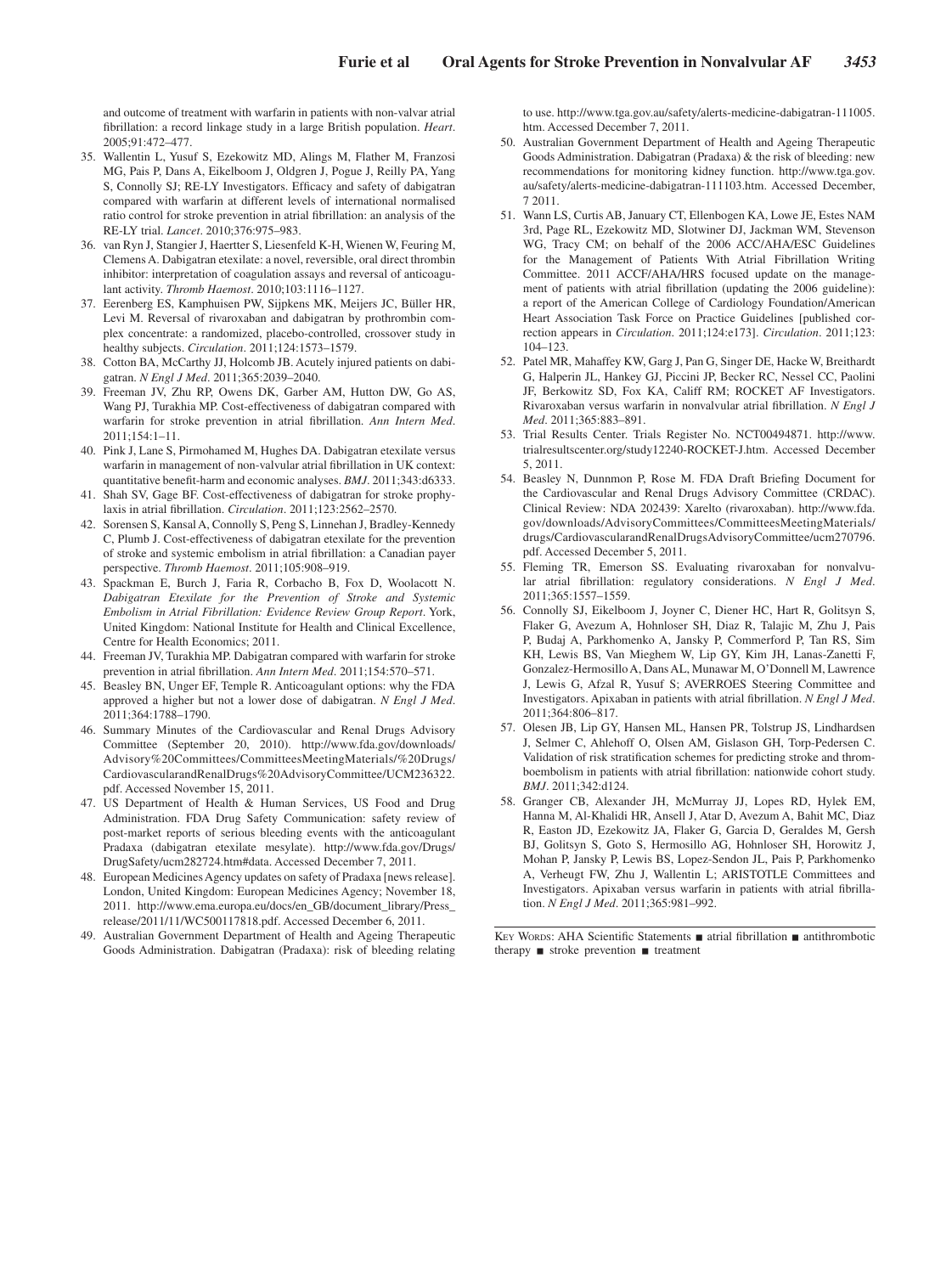and outcome of treatment with warfarin in patients with non-valvar atrial fibrillation: a record linkage study in a large British population. *Heart*. 2005;91:472–477.

35. Wallentin L, Yusuf S, Ezekowitz MD, Alings M, Flather M, Franzosi MG, Pais P, Dans A, Eikelboom J, Oldgren J, Pogue J, Reilly PA, Yang S, Connolly SJ; RE-LY Investigators. Efficacy and safety of dabigatran compared with warfarin at different levels of international normalised ratio control for stroke prevention in atrial fibrillation: an analysis of the RE-LY trial. *Lancet*. 2010;376:975–983.
36. van Ryn J, Stangier J, Haertter S, Liesenfeld K-H, Wienen W, Feuring M, Clemens A. Dabigatran etexilate: a novel, reversible, oral direct thrombin inhibitor: interpretation of coagulation assays and reversal of anticoagulant activity. *Thromb Haemost*. 2010;103:1116–1127.
37. Eerenberg ES, Kamphuisen PW, Sijpkens MK, Meijers JC, Büller HR, Levi M. Reversal of rivaroxaban and dabigatran by prothrombin complex concentrate: a randomized, placebo-controlled, crossover study in healthy subjects. *Circulation*. 2011;124:1573–1579.
38. Cotton BA, McCarthy JJ, Holcomb JB. Acutely injured patients on dabigatran. *N Engl J Med*. 2011;365:2039–2040.
39. Freeman JV, Zhu RP, Owens DK, Garber AM, Hutton DW, Go AS, Wang PJ, Turakhia MP. Cost-effectiveness of dabigatran compared with warfarin for stroke prevention in atrial fibrillation. *Ann Intern Med*. 2011;154:1–11.
40. Pink J, Lane S, Pirmohamed M, Hughes DA. Dabigatran etexilate versus warfarin in management of non-valvular atrial fibrillation in UK context: quantitative benefit-harm and economic analyses. *BMJ*. 2011;343:d6333.
41. Shah SV, Gage BF. Cost-effectiveness of dabigatran for stroke prophylaxis in atrial fibrillation. *Circulation*. 2011;123:2562–2570.
42. Sorensen S, Kansal A, Connolly S, Peng S, Linnehan J, Bradley-Kennedy C, Plumb J. Cost-effectiveness of dabigatran etexilate for the prevention of stroke and systemic embolism in atrial fibrillation: a Canadian payer perspective. *Thromb Haemost*. 2011;105:908–919.
43. Spackman E, Burch J, Faria R, Corbacho B, Fox D, Woolacott N. *Dabigatran Etexilate for the Prevention of Stroke and Systemic Embolism in Atrial Fibrillation: Evidence Review Group Report*. York, United Kingdom: National Institute for Health and Clinical Excellence, Centre for Health Economics; 2011.
44. Freeman JV, Turakhia MP. Dabigatran compared with warfarin for stroke prevention in atrial fibrillation. *Ann Intern Med*. 2011;154:570–571.
45. Beasley BN, Unger EF, Temple R. Anticoagulant options: why the FDA approved a higher but not a lower dose of dabigatran. *N Engl J Med*. 2011;364:1788–1790.
46. Summary Minutes of the Cardiovascular and Renal Drugs Advisory Committee (September 20, 2010). http://www.fda.gov/downloads/Advisory%20Committees/CommitteesMeetingMaterials/%20Drugs/CardiovascularandRenalDrugs%20AdvisoryCommittee/UCM236322.pdf. Accessed November 15, 2011.
47. US Department of Health & Human Services, US Food and Drug Administration. FDA Drug Safety Communication: safety review of post-market reports of serious bleeding events with the anticoagulant Pradaxa (dabigatran etexilate mesylate). http://www.fda.gov/Drugs/DrugSafety/ucm282724.htm#data. Accessed December 7, 2011.
48. European Medicines Agency updates on safety of Pradaxa [news release]. London, United Kingdom: European Medicines Agency; November 18, 2011. http://www.ema.europa.eu/docs/en_GB/document_library/Press_release/2011/11/WC500117818.pdf. Accessed December 6, 2011.
49. Australian Government Department of Health and Ageing Therapeutic Goods Administration. Dabigatran (Pradaxa): risk of bleeding relating to use. http://www.tga.gov.au/safety/alerts-medicine-dabigatran-111005.htm. Accessed December 7, 2011.
50. Australian Government Department of Health and Ageing Therapeutic Goods Administration. Dabigatran (Pradaxa) & the risk of bleeding: new recommendations for monitoring kidney function. http://www.tga.gov.au/safety/alerts-medicine-dabigatran-111103.htm. Accessed December, 7 2011.
51. Wann LS, Curtis AB, January CT, Ellenbogen KA, Lowe JE, Estes NAM 3rd, Page RL, Ezekowitz MD, Slotwiner DJ, Jackman WM, Stevenson WG, Tracy CM; on behalf of the 2006 ACC/AHA/ESC Guidelines for the Management of Patients With Atrial Fibrillation Writing Committee. 2011 ACCF/AHA/HRS focused update on the management of patients with atrial fibrillation (updating the 2006 guideline): a report of the American College of Cardiology Foundation/American Heart Association Task Force on Practice Guidelines [published correction appears in *Circulation*. 2011;124:e173]. *Circulation*. 2011;123:104–123.
52. Patel MR, Mahaffey KW, Garg J, Pan G, Singer DE, Hacke W, Breithardt G, Halperin JL, Hankey GJ, Piccini JP, Becker RC, Nessel CC, Paolini JF, Berkowitz SD, Fox KA, Califf RM; ROCKET AF Investigators. Rivaroxaban versus warfarin in nonvalvular atrial fibrillation. *N Engl J Med*. 2011;365:883–891.
53. Trial Results Center. Trials Register No. NCT00494871. http://www.trialresultscenter.org/study12240-ROCKET-J.htm. Accessed December 5, 2011.
54. Beasley N, Dunnmon P, Rose M. FDA Draft Briefing Document for the Cardiovascular and Renal Drugs Advisory Committee (CRDAC). Clinical Review: NDA 202439: Xarelto (rivaroxaban). http://www.fda.gov/downloads/AdvisoryCommittees/CommitteesMeetingMaterials/drugs/CardiovascularandRenalDrugsAdvisoryCommittee/ucm270796.pdf. Accessed December 5, 2011.
55. Fleming TR, Emerson SS. Evaluating rivaroxaban for nonvalvular atrial fibrillation: regulatory considerations. *N Engl J Med*. 2011;365:1557–1559.
56. Connolly SJ, Eikelboom J, Joyner C, Diener HC, Hart R, Golitsyn S, Flaker G, Avezum A, Hohnloser SH, Diaz R, Talajic M, Zhu J, Pais P, Budaj A, Parkhomenko A, Jansky P, Commerford P, Tan RS, Sim KH, Lewis BS, Van Mieghem W, Lip GY, Kim JH, Lanas-Zanetti F, Gonzalez-Hermosillo A, Dans AL, Munawar M, O'Donnell M, Lawrence J, Lewis G, Afzal R, Yusuf S; AVERROES Steering Committee and Investigators. Apixaban in patients with atrial fibrillation. *N Engl J Med*. 2011;364:806–817.
57. Olesen JB, Lip GY, Hansen ML, Hansen PR, Tolstrup JS, Lindhardsen J, Selmer C, Ahlehoff O, Olsen AM, Gislason GH, Torp-Pedersen C. Validation of risk stratification schemes for predicting stroke and thromboembolism in patients with atrial fibrillation: nationwide cohort study. *BMJ*. 2011;342:d124.
58. Granger CB, Alexander JH, McMurray JJ, Lopes RD, Hylek EM, Hanna M, Al-Khalidi HR, Ansell J, Atar D, Avezum A, Bahit MC, Diaz R, Easton JD, Ezekowitz JA, Flaker G, Garcia D, Geraldes M, Gersh BJ, Golitsyn S, Goto S, Hermosillo AG, Hohnloser SH, Horowitz J, Mohan P, Jansky P, Lewis BS, Lopez-Sendon JL, Pais P, Parkhomenko A, Verheugt FW, Zhu J, Wallentin L; ARISTOTLE Committees and Investigators. Apixaban versus warfarin in patients with atrial fibrillation. *N Engl J Med*. 2011;365:981–992.

KEY WORDS: AHA Scientific Statements ■ atrial fibrillation ■ antithrombotic therapy ■ stroke prevention ■ treatment